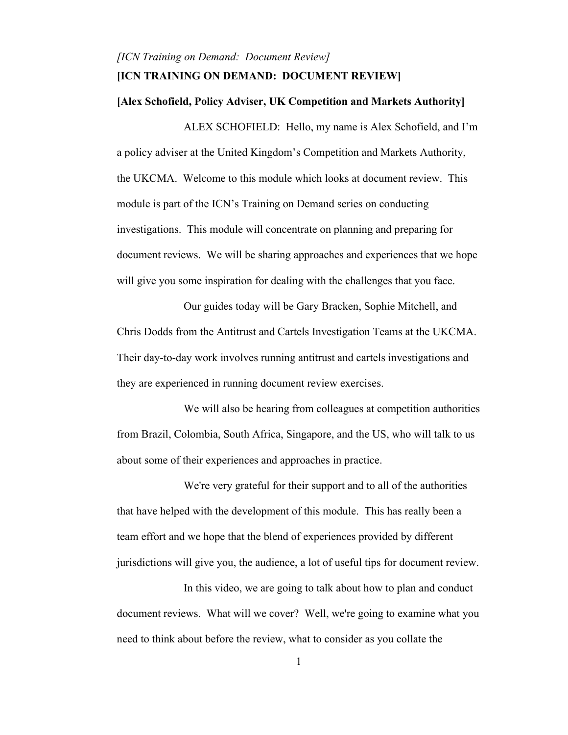*[ICN Training on Demand: Document Review]*

**[ICN TRAINING ON DEMAND: DOCUMENT REVIEW]**

**[Alex Schofield, Policy Adviser, UK Competition and Markets Authority]**

ALEX SCHOFIELD: Hello, my name is Alex Schofield, and I'm a policy adviser at the United Kingdom's Competition and Markets Authority, the UKCMA. Welcome to this module which looks at document review. This module is part of the ICN's Training on Demand series on conducting investigations. This module will concentrate on planning and preparing for document reviews. We will be sharing approaches and experiences that we hope will give you some inspiration for dealing with the challenges that you face.

Our guides today will be Gary Bracken, Sophie Mitchell, and Chris Dodds from the Antitrust and Cartels Investigation Teams at the UKCMA. Their day-to-day work involves running antitrust and cartels investigations and they are experienced in running document review exercises.

We will also be hearing from colleagues at competition authorities from Brazil, Colombia, South Africa, Singapore, and the US, who will talk to us about some of their experiences and approaches in practice.

We're very grateful for their support and to all of the authorities that have helped with the development of this module. This has really been a team effort and we hope that the blend of experiences provided by different jurisdictions will give you, the audience, a lot of useful tips for document review.

In this video, we are going to talk about how to plan and conduct document reviews. What will we cover? Well, we're going to examine what you need to think about before the review, what to consider as you collate the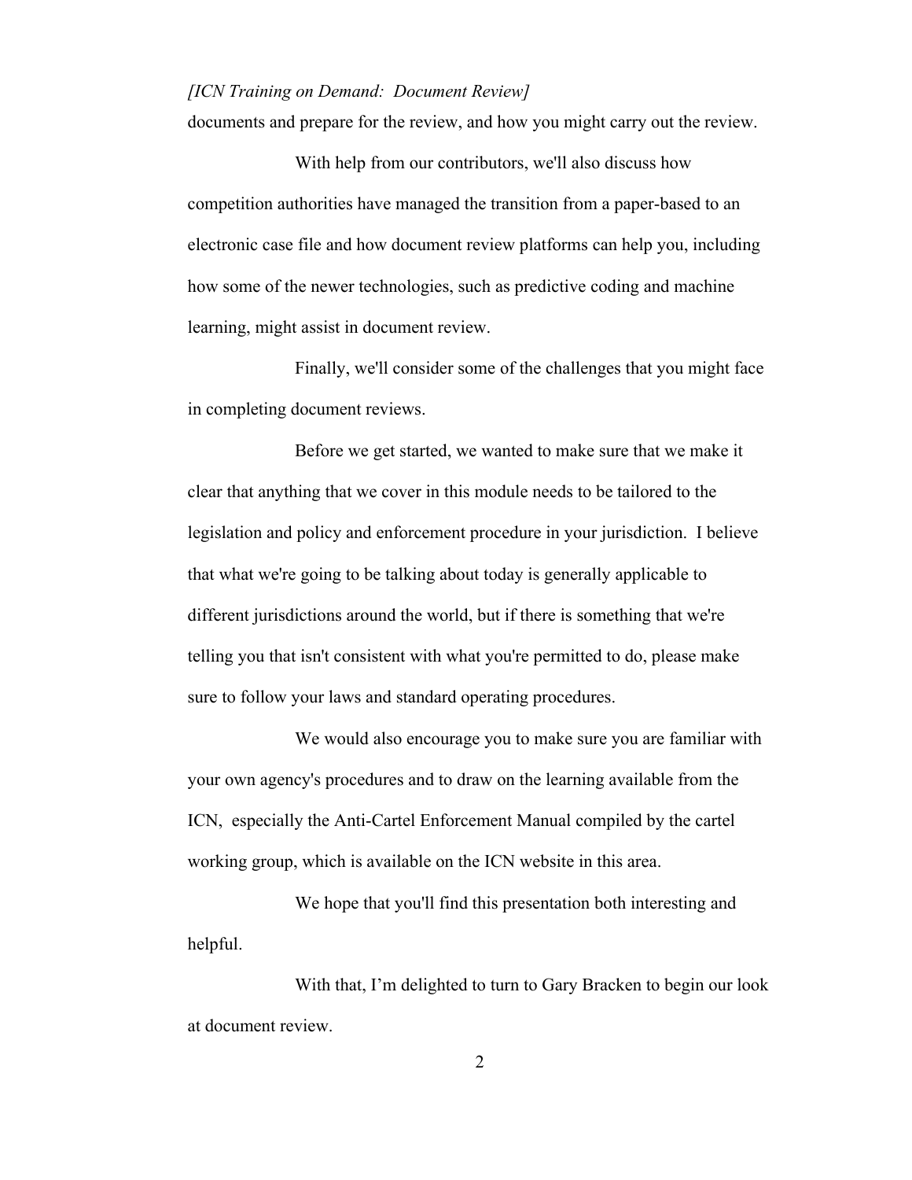documents and prepare for the review, and how you might carry out the review.

With help from our contributors, we'll also discuss how competition authorities have managed the transition from a paper-based to an electronic case file and how document review platforms can help you, including how some of the newer technologies, such as predictive coding and machine learning, might assist in document review.

Finally, we'll consider some of the challenges that you might face in completing document reviews.

Before we get started, we wanted to make sure that we make it clear that anything that we cover in this module needs to be tailored to the legislation and policy and enforcement procedure in your jurisdiction. I believe that what we're going to be talking about today is generally applicable to different jurisdictions around the world, but if there is something that we're telling you that isn't consistent with what you're permitted to do, please make sure to follow your laws and standard operating procedures.

We would also encourage you to make sure you are familiar with your own agency's procedures and to draw on the learning available from the ICN, especially the Anti-Cartel Enforcement Manual compiled by the cartel working group, which is available on the ICN website in this area.

We hope that you'll find this presentation both interesting and helpful.

With that, I'm delighted to turn to Gary Bracken to begin our look at document review.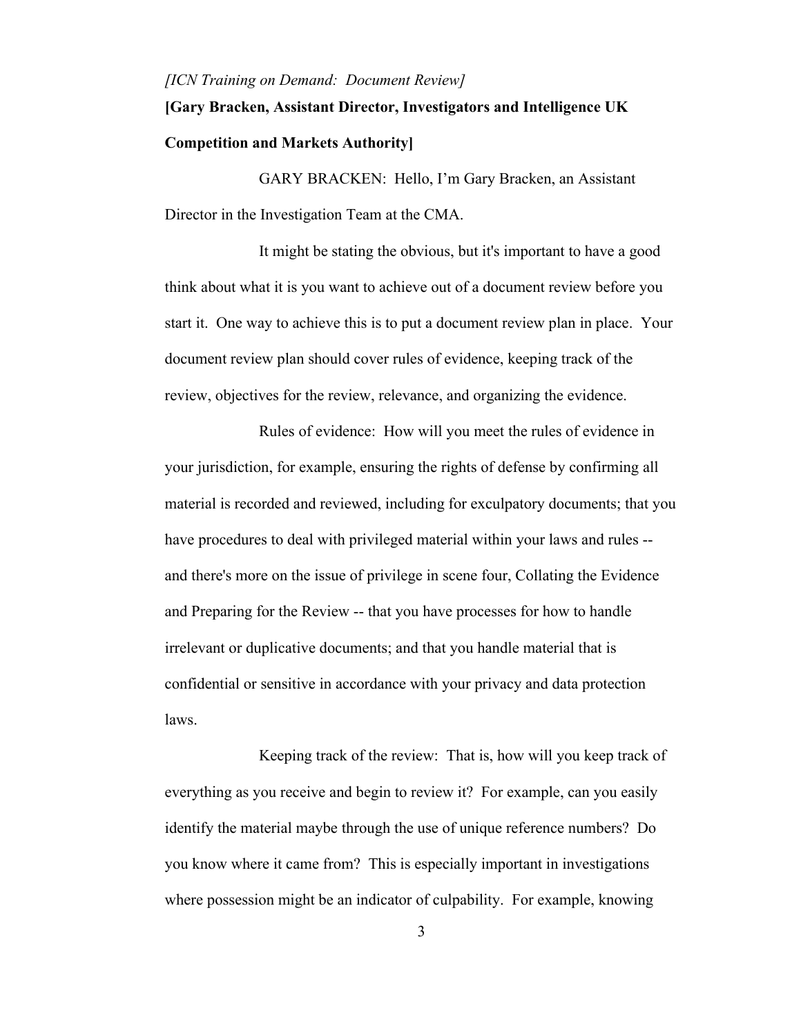*[ICN Training on Demand: Document Review]*

**[Gary Bracken, Assistant Director, Investigators and Intelligence UK Competition and Markets Authority]**

GARY BRACKEN: Hello, I'm Gary Bracken, an Assistant Director in the Investigation Team at the CMA.

It might be stating the obvious, but it's important to have a good think about what it is you want to achieve out of a document review before you start it. One way to achieve this is to put a document review plan in place. Your document review plan should cover rules of evidence, keeping track of the review, objectives for the review, relevance, and organizing the evidence.

Rules of evidence: How will you meet the rules of evidence in your jurisdiction, for example, ensuring the rights of defense by confirming all material is recorded and reviewed, including for exculpatory documents; that you have procedures to deal with privileged material within your laws and rules -- and there's more on the issue of privilege in scene four, Collating the Evidence and Preparing for the Review -- that you have processes for how to handle irrelevant or duplicative documents; and that you handle material that is confidential or sensitive in accordance with your privacy and data protection laws.

Keeping track of the review: That is, how will you keep track of everything as you receive and begin to review it? For example, can you easily identify the material maybe through the use of unique reference numbers? Do you know where it came from? This is especially important in investigations where possession might be an indicator of culpability. For example, knowing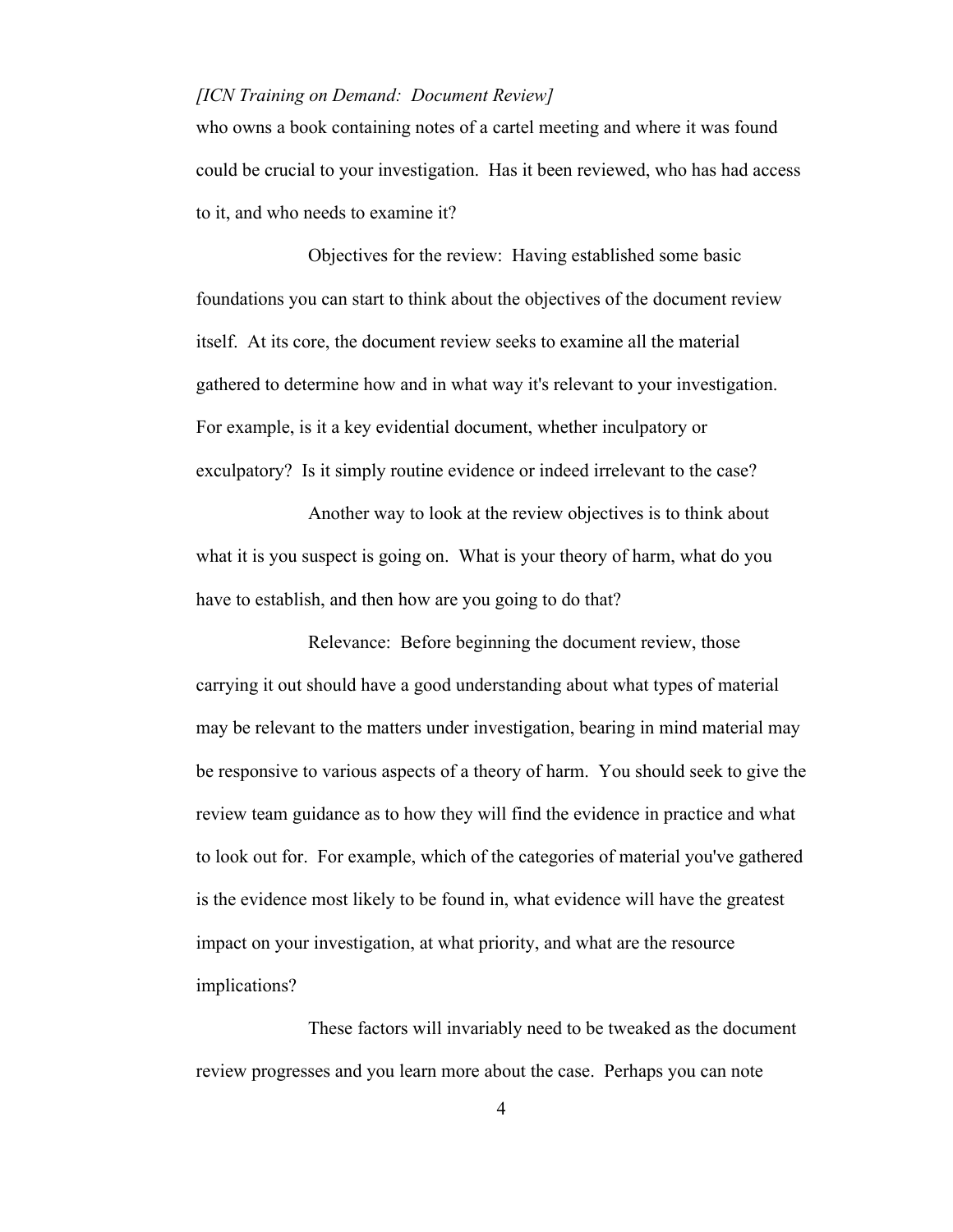who owns a book containing notes of a cartel meeting and where it was found could be crucial to your investigation. Has it been reviewed, who has had access to it, and who needs to examine it?

Objectives for the review: Having established some basic foundations you can start to think about the objectives of the document review itself. At its core, the document review seeks to examine all the material gathered to determine how and in what way it's relevant to your investigation. For example, is it a key evidential document, whether inculpatory or exculpatory? Is it simply routine evidence or indeed irrelevant to the case?

Another way to look at the review objectives is to think about what it is you suspect is going on. What is your theory of harm, what do you have to establish, and then how are you going to do that?

Relevance: Before beginning the document review, those carrying it out should have a good understanding about what types of material may be relevant to the matters under investigation, bearing in mind material may be responsive to various aspects of a theory of harm. You should seek to give the review team guidance as to how they will find the evidence in practice and what to look out for. For example, which of the categories of material you've gathered is the evidence most likely to be found in, what evidence will have the greatest impact on your investigation, at what priority, and what are the resource implications?

These factors will invariably need to be tweaked as the document review progresses and you learn more about the case. Perhaps you can note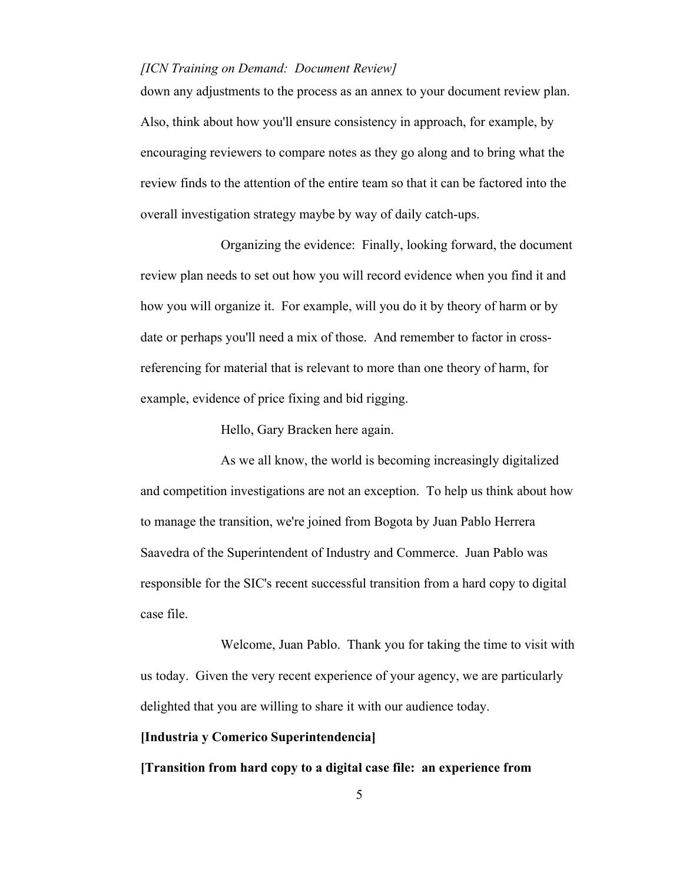down any adjustments to the process as an annex to your document review plan. Also, think about how you'll ensure consistency in approach, for example, by encouraging reviewers to compare notes as they go along and to bring what the review finds to the attention of the entire team so that it can be factored into the overall investigation strategy maybe by way of daily catch-ups.

Organizing the evidence: Finally, looking forward, the document review plan needs to set out how you will record evidence when you find it and how you will organize it. For example, will you do it by theory of harm or by date or perhaps you'll need a mix of those. And remember to factor in cross-referencing for material that is relevant to more than one theory of harm, for example, evidence of price fixing and bid rigging.

Hello, Gary Bracken here again.

As we all know, the world is becoming increasingly digitalized and competition investigations are not an exception. To help us think about how to manage the transition, we're joined from Bogota by Juan Pablo Herrera Saavedra of the Superintendent of Industry and Commerce. Juan Pablo was responsible for the SIC's recent successful transition from a hard copy to digital case file.

Welcome, Juan Pablo. Thank you for taking the time to visit with us today. Given the very recent experience of your agency, we are particularly delighted that you are willing to share it with our audience today.

**[Industria y Comerico Superintendencia]**

**[Transition from hard copy to a digital case file: an experience from**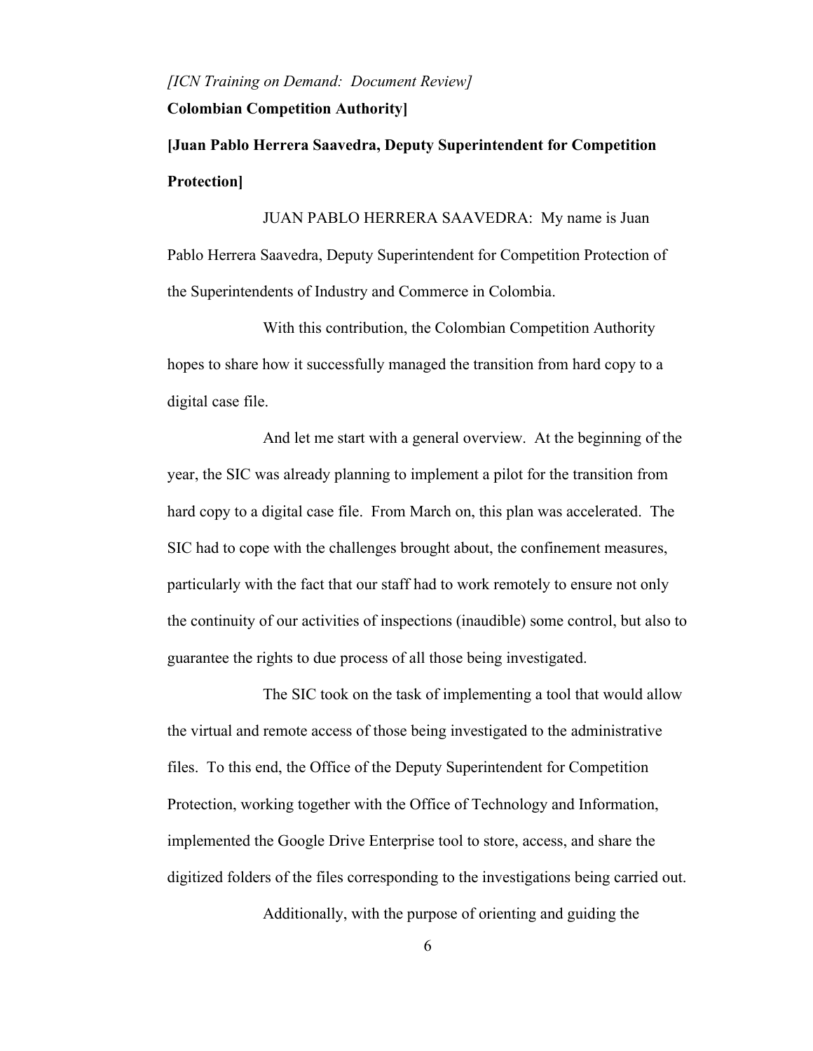*[ICN Training on Demand: Document Review]*

**Colombian Competition Authority]**

**[Juan Pablo Herrera Saavedra, Deputy Superintendent for Competition Protection]**

JUAN PABLO HERRERA SAAVEDRA: My name is Juan Pablo Herrera Saavedra, Deputy Superintendent for Competition Protection of the Superintendents of Industry and Commerce in Colombia.

With this contribution, the Colombian Competition Authority hopes to share how it successfully managed the transition from hard copy to a digital case file.

And let me start with a general overview. At the beginning of the year, the SIC was already planning to implement a pilot for the transition from hard copy to a digital case file. From March on, this plan was accelerated. The SIC had to cope with the challenges brought about, the confinement measures, particularly with the fact that our staff had to work remotely to ensure not only the continuity of our activities of inspections (inaudible) some control, but also to guarantee the rights to due process of all those being investigated.

The SIC took on the task of implementing a tool that would allow the virtual and remote access of those being investigated to the administrative files. To this end, the Office of the Deputy Superintendent for Competition Protection, working together with the Office of Technology and Information, implemented the Google Drive Enterprise tool to store, access, and share the digitized folders of the files corresponding to the investigations being carried out.

Additionally, with the purpose of orienting and guiding the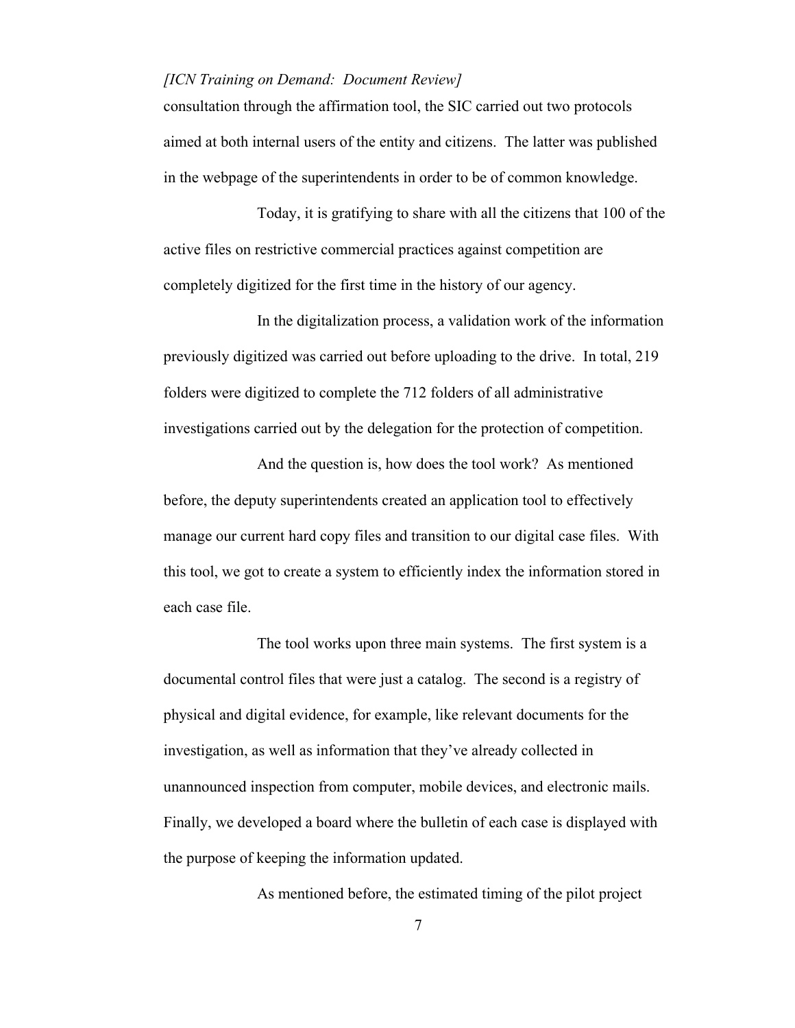consultation through the affirmation tool, the SIC carried out two protocols aimed at both internal users of the entity and citizens. The latter was published in the webpage of the superintendents in order to be of common knowledge.

Today, it is gratifying to share with all the citizens that 100 of the active files on restrictive commercial practices against competition are completely digitized for the first time in the history of our agency.

In the digitalization process, a validation work of the information previously digitized was carried out before uploading to the drive. In total, 219 folders were digitized to complete the 712 folders of all administrative investigations carried out by the delegation for the protection of competition.

And the question is, how does the tool work? As mentioned before, the deputy superintendents created an application tool to effectively manage our current hard copy files and transition to our digital case files. With this tool, we got to create a system to efficiently index the information stored in each case file.

The tool works upon three main systems. The first system is a documental control files that were just a catalog. The second is a registry of physical and digital evidence, for example, like relevant documents for the investigation, as well as information that they've already collected in unannounced inspection from computer, mobile devices, and electronic mails. Finally, we developed a board where the bulletin of each case is displayed with the purpose of keeping the information updated.

As mentioned before, the estimated timing of the pilot project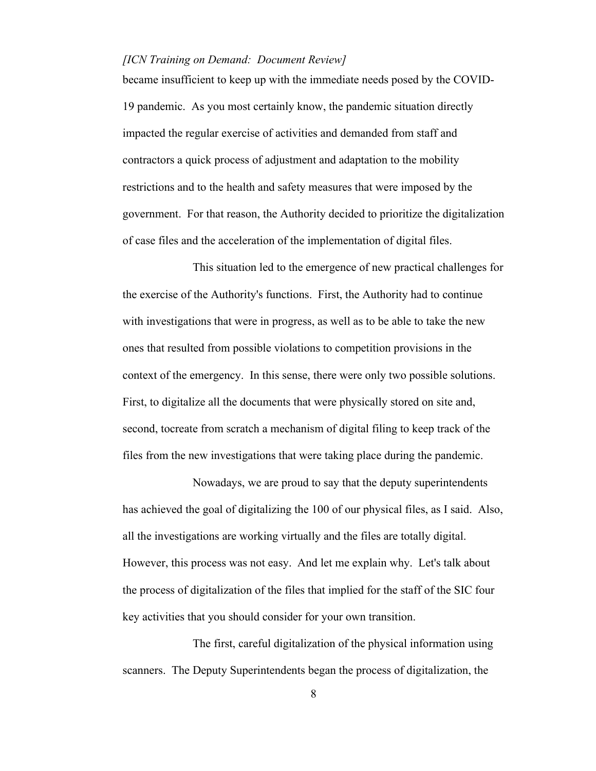became insufficient to keep up with the immediate needs posed by the COVID-19 pandemic. As you most certainly know, the pandemic situation directly impacted the regular exercise of activities and demanded from staff and contractors a quick process of adjustment and adaptation to the mobility restrictions and to the health and safety measures that were imposed by the government. For that reason, the Authority decided to prioritize the digitalization of case files and the acceleration of the implementation of digital files.

This situation led to the emergence of new practical challenges for the exercise of the Authority's functions. First, the Authority had to continue with investigations that were in progress, as well as to be able to take the new ones that resulted from possible violations to competition provisions in the context of the emergency. In this sense, there were only two possible solutions. First, to digitalize all the documents that were physically stored on site and, second, tocreate from scratch a mechanism of digital filing to keep track of the files from the new investigations that were taking place during the pandemic.

Nowadays, we are proud to say that the deputy superintendents has achieved the goal of digitalizing the 100 of our physical files, as I said. Also, all the investigations are working virtually and the files are totally digital. However, this process was not easy. And let me explain why. Let's talk about the process of digitalization of the files that implied for the staff of the SIC four key activities that you should consider for your own transition.

The first, careful digitalization of the physical information using scanners. The Deputy Superintendents began the process of digitalization, the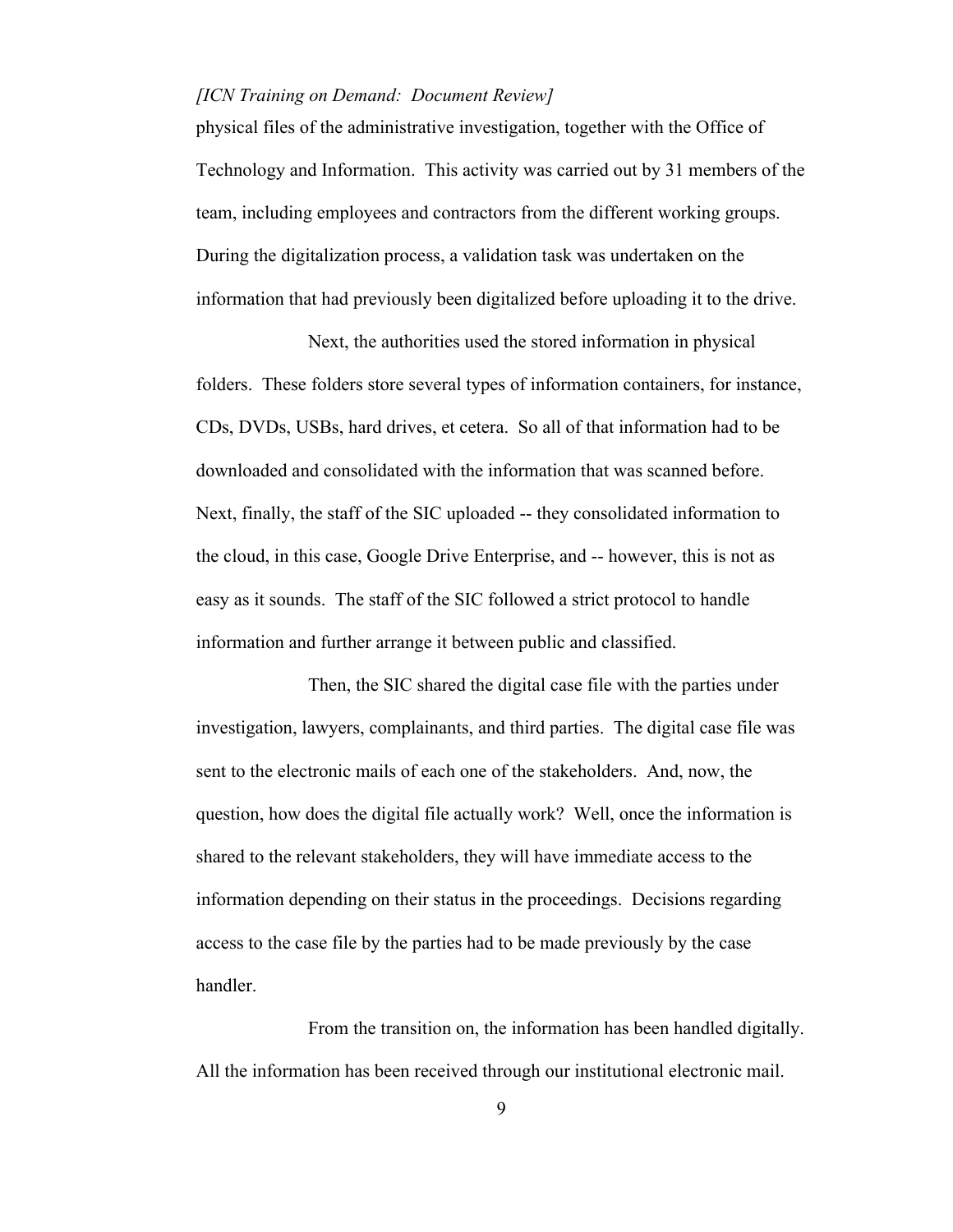physical files of the administrative investigation, together with the Office of Technology and Information. This activity was carried out by 31 members of the team, including employees and contractors from the different working groups. During the digitalization process, a validation task was undertaken on the information that had previously been digitalized before uploading it to the drive.

Next, the authorities used the stored information in physical folders. These folders store several types of information containers, for instance, CDs, DVDs, USBs, hard drives, et cetera. So all of that information had to be downloaded and consolidated with the information that was scanned before. Next, finally, the staff of the SIC uploaded -- they consolidated information to the cloud, in this case, Google Drive Enterprise, and -- however, this is not as easy as it sounds. The staff of the SIC followed a strict protocol to handle information and further arrange it between public and classified.

Then, the SIC shared the digital case file with the parties under investigation, lawyers, complainants, and third parties. The digital case file was sent to the electronic mails of each one of the stakeholders. And, now, the question, how does the digital file actually work? Well, once the information is shared to the relevant stakeholders, they will have immediate access to the information depending on their status in the proceedings. Decisions regarding access to the case file by the parties had to be made previously by the case handler.

From the transition on, the information has been handled digitally. All the information has been received through our institutional electronic mail.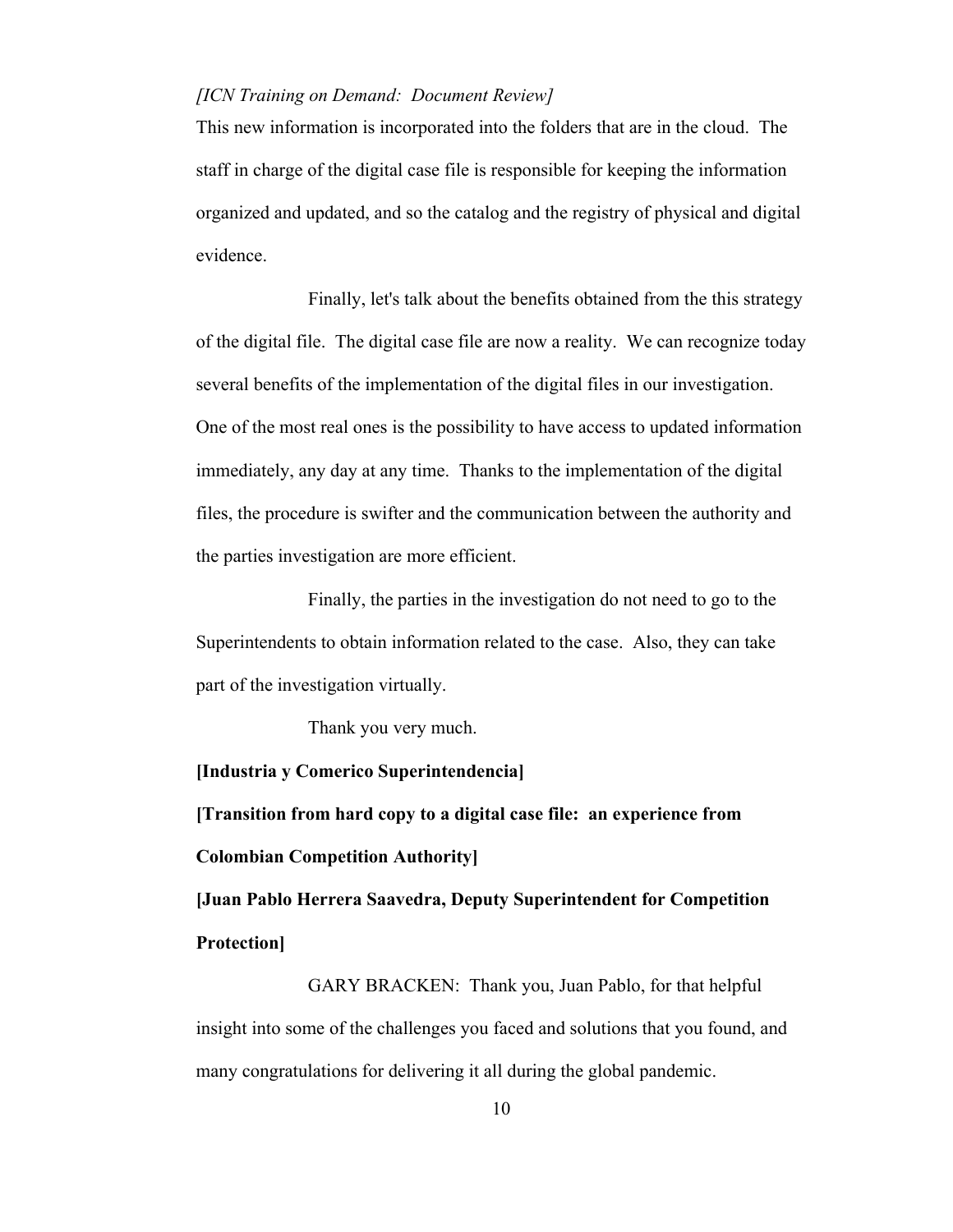*[ICN Training on Demand: Document Review]*

This new information is incorporated into the folders that are in the cloud. The staff in charge of the digital case file is responsible for keeping the information organized and updated, and so the catalog and the registry of physical and digital evidence.

Finally, let's talk about the benefits obtained from the this strategy of the digital file. The digital case file are now a reality. We can recognize today several benefits of the implementation of the digital files in our investigation. One of the most real ones is the possibility to have access to updated information immediately, any day at any time. Thanks to the implementation of the digital files, the procedure is swifter and the communication between the authority and the parties investigation are more efficient.

Finally, the parties in the investigation do not need to go to the Superintendents to obtain information related to the case. Also, they can take part of the investigation virtually.

Thank you very much.

**[Industria y Comerico Superintendencia]**

**[Transition from hard copy to a digital case file: an experience from Colombian Competition Authority]**

**[Juan Pablo Herrera Saavedra, Deputy Superintendent for Competition Protection]**

GARY BRACKEN: Thank you, Juan Pablo, for that helpful insight into some of the challenges you faced and solutions that you found, and many congratulations for delivering it all during the global pandemic.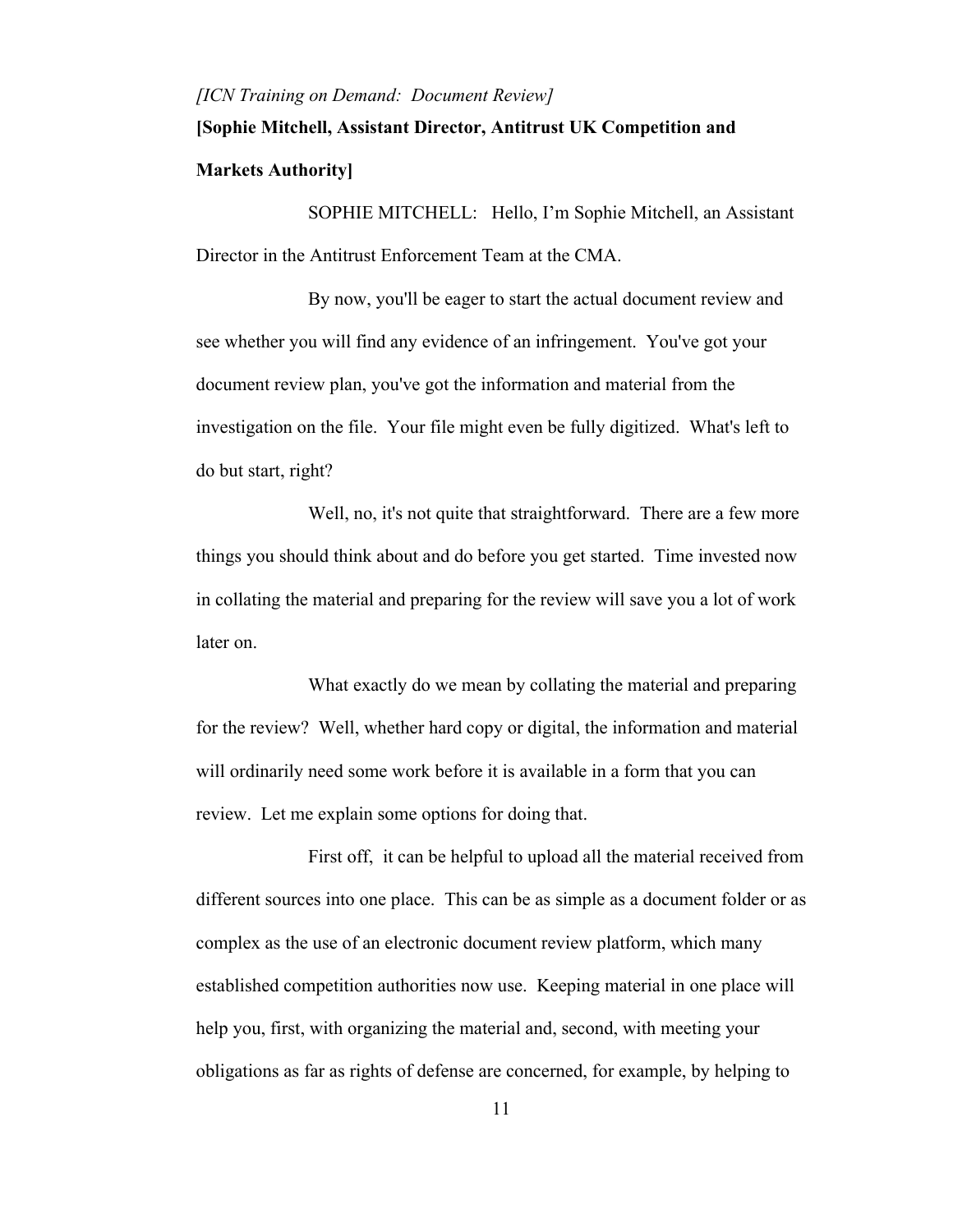*[ICN Training on Demand: Document Review]*

**[Sophie Mitchell, Assistant Director, Antitrust UK Competition and Markets Authority]**

SOPHIE MITCHELL: Hello, I'm Sophie Mitchell, an Assistant Director in the Antitrust Enforcement Team at the CMA.

By now, you'll be eager to start the actual document review and see whether you will find any evidence of an infringement. You've got your document review plan, you've got the information and material from the investigation on the file. Your file might even be fully digitized. What's left to do but start, right?

Well, no, it's not quite that straightforward. There are a few more things you should think about and do before you get started. Time invested now in collating the material and preparing for the review will save you a lot of work later on.

What exactly do we mean by collating the material and preparing for the review? Well, whether hard copy or digital, the information and material will ordinarily need some work before it is available in a form that you can review. Let me explain some options for doing that.

First off, it can be helpful to upload all the material received from different sources into one place. This can be as simple as a document folder or as complex as the use of an electronic document review platform, which many established competition authorities now use. Keeping material in one place will help you, first, with organizing the material and, second, with meeting your obligations as far as rights of defense are concerned, for example, by helping to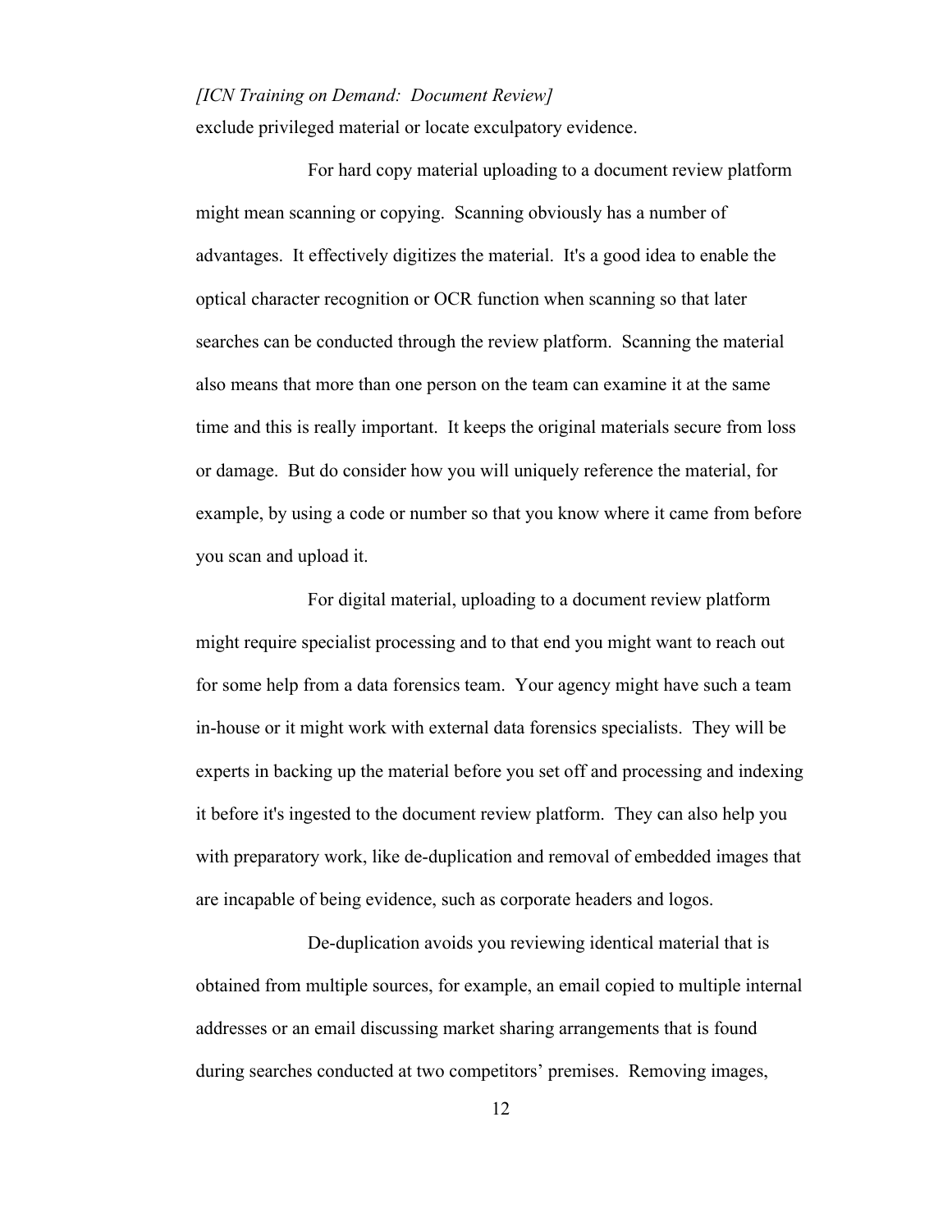exclude privileged material or locate exculpatory evidence.

For hard copy material uploading to a document review platform might mean scanning or copying. Scanning obviously has a number of advantages. It effectively digitizes the material. It's a good idea to enable the optical character recognition or OCR function when scanning so that later searches can be conducted through the review platform. Scanning the material also means that more than one person on the team can examine it at the same time and this is really important. It keeps the original materials secure from loss or damage. But do consider how you will uniquely reference the material, for example, by using a code or number so that you know where it came from before you scan and upload it.

For digital material, uploading to a document review platform might require specialist processing and to that end you might want to reach out for some help from a data forensics team. Your agency might have such a team in-house or it might work with external data forensics specialists. They will be experts in backing up the material before you set off and processing and indexing it before it's ingested to the document review platform. They can also help you with preparatory work, like de-duplication and removal of embedded images that are incapable of being evidence, such as corporate headers and logos.

De-duplication avoids you reviewing identical material that is obtained from multiple sources, for example, an email copied to multiple internal addresses or an email discussing market sharing arrangements that is found during searches conducted at two competitors' premises. Removing images,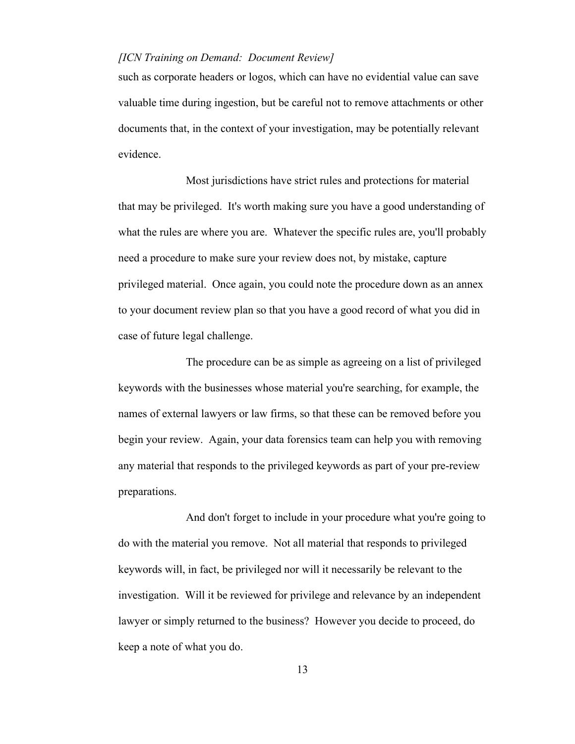such as corporate headers or logos, which can have no evidential value can save valuable time during ingestion, but be careful not to remove attachments or other documents that, in the context of your investigation, may be potentially relevant evidence.

Most jurisdictions have strict rules and protections for material that may be privileged. It's worth making sure you have a good understanding of what the rules are where you are. Whatever the specific rules are, you'll probably need a procedure to make sure your review does not, by mistake, capture privileged material. Once again, you could note the procedure down as an annex to your document review plan so that you have a good record of what you did in case of future legal challenge.

The procedure can be as simple as agreeing on a list of privileged keywords with the businesses whose material you're searching, for example, the names of external lawyers or law firms, so that these can be removed before you begin your review. Again, your data forensics team can help you with removing any material that responds to the privileged keywords as part of your pre-review preparations.

And don't forget to include in your procedure what you're going to do with the material you remove. Not all material that responds to privileged keywords will, in fact, be privileged nor will it necessarily be relevant to the investigation. Will it be reviewed for privilege and relevance by an independent lawyer or simply returned to the business? However you decide to proceed, do keep a note of what you do.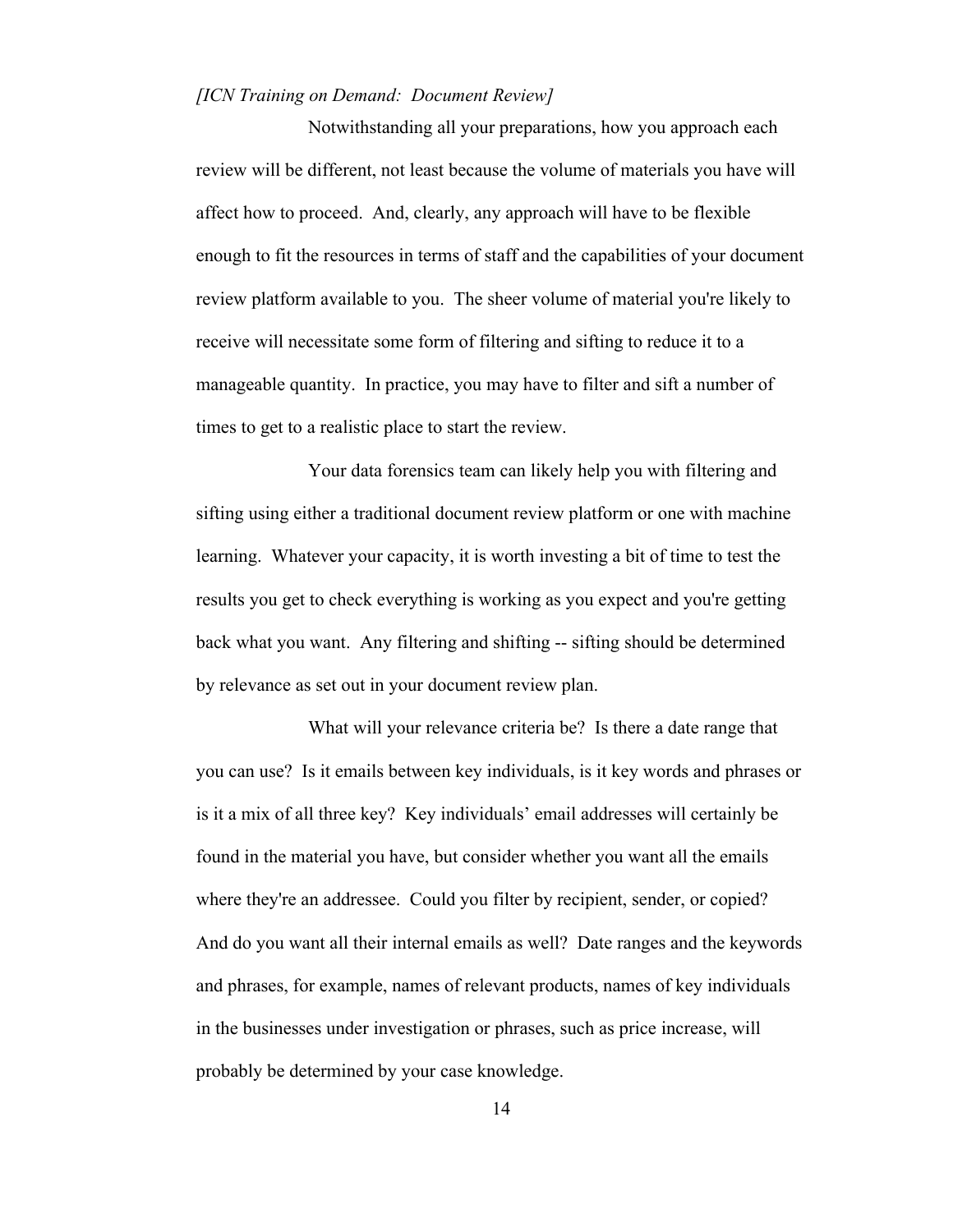*[ICN Training on Demand: Document Review]*

Notwithstanding all your preparations, how you approach each review will be different, not least because the volume of materials you have will affect how to proceed. And, clearly, any approach will have to be flexible enough to fit the resources in terms of staff and the capabilities of your document review platform available to you. The sheer volume of material you're likely to receive will necessitate some form of filtering and sifting to reduce it to a manageable quantity. In practice, you may have to filter and sift a number of times to get to a realistic place to start the review.

Your data forensics team can likely help you with filtering and sifting using either a traditional document review platform or one with machine learning. Whatever your capacity, it is worth investing a bit of time to test the results you get to check everything is working as you expect and you're getting back what you want. Any filtering and shifting -- sifting should be determined by relevance as set out in your document review plan.

What will your relevance criteria be? Is there a date range that you can use? Is it emails between key individuals, is it key words and phrases or is it a mix of all three key? Key individuals' email addresses will certainly be found in the material you have, but consider whether you want all the emails where they're an addressee. Could you filter by recipient, sender, or copied? And do you want all their internal emails as well? Date ranges and the keywords and phrases, for example, names of relevant products, names of key individuals in the businesses under investigation or phrases, such as price increase, will probably be determined by your case knowledge.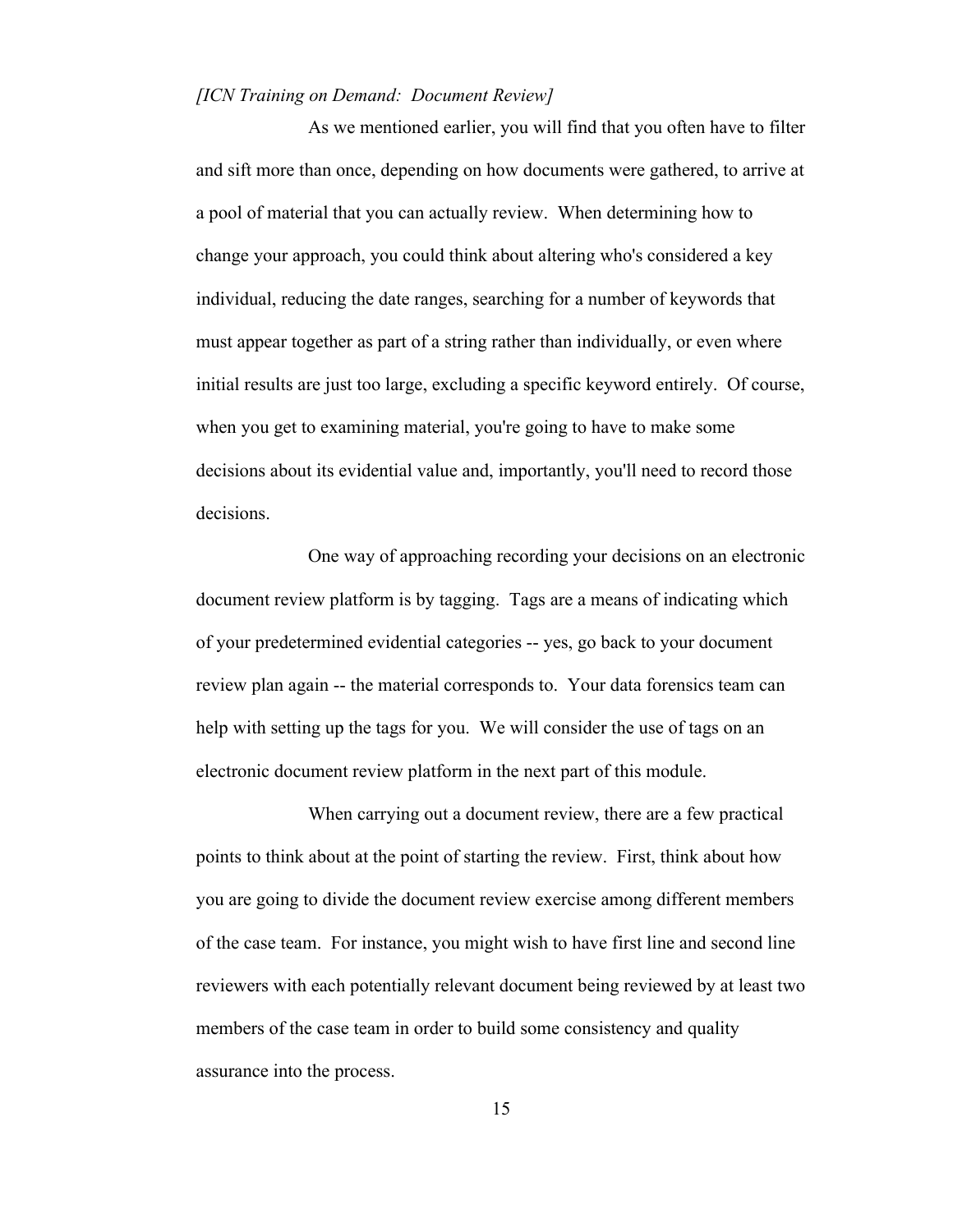*[ICN Training on Demand: Document Review]*

As we mentioned earlier, you will find that you often have to filter and sift more than once, depending on how documents were gathered, to arrive at a pool of material that you can actually review. When determining how to change your approach, you could think about altering who's considered a key individual, reducing the date ranges, searching for a number of keywords that must appear together as part of a string rather than individually, or even where initial results are just too large, excluding a specific keyword entirely. Of course, when you get to examining material, you're going to have to make some decisions about its evidential value and, importantly, you'll need to record those decisions.

One way of approaching recording your decisions on an electronic document review platform is by tagging. Tags are a means of indicating which of your predetermined evidential categories -- yes, go back to your document review plan again -- the material corresponds to. Your data forensics team can help with setting up the tags for you. We will consider the use of tags on an electronic document review platform in the next part of this module.

When carrying out a document review, there are a few practical points to think about at the point of starting the review. First, think about how you are going to divide the document review exercise among different members of the case team. For instance, you might wish to have first line and second line reviewers with each potentially relevant document being reviewed by at least two members of the case team in order to build some consistency and quality assurance into the process.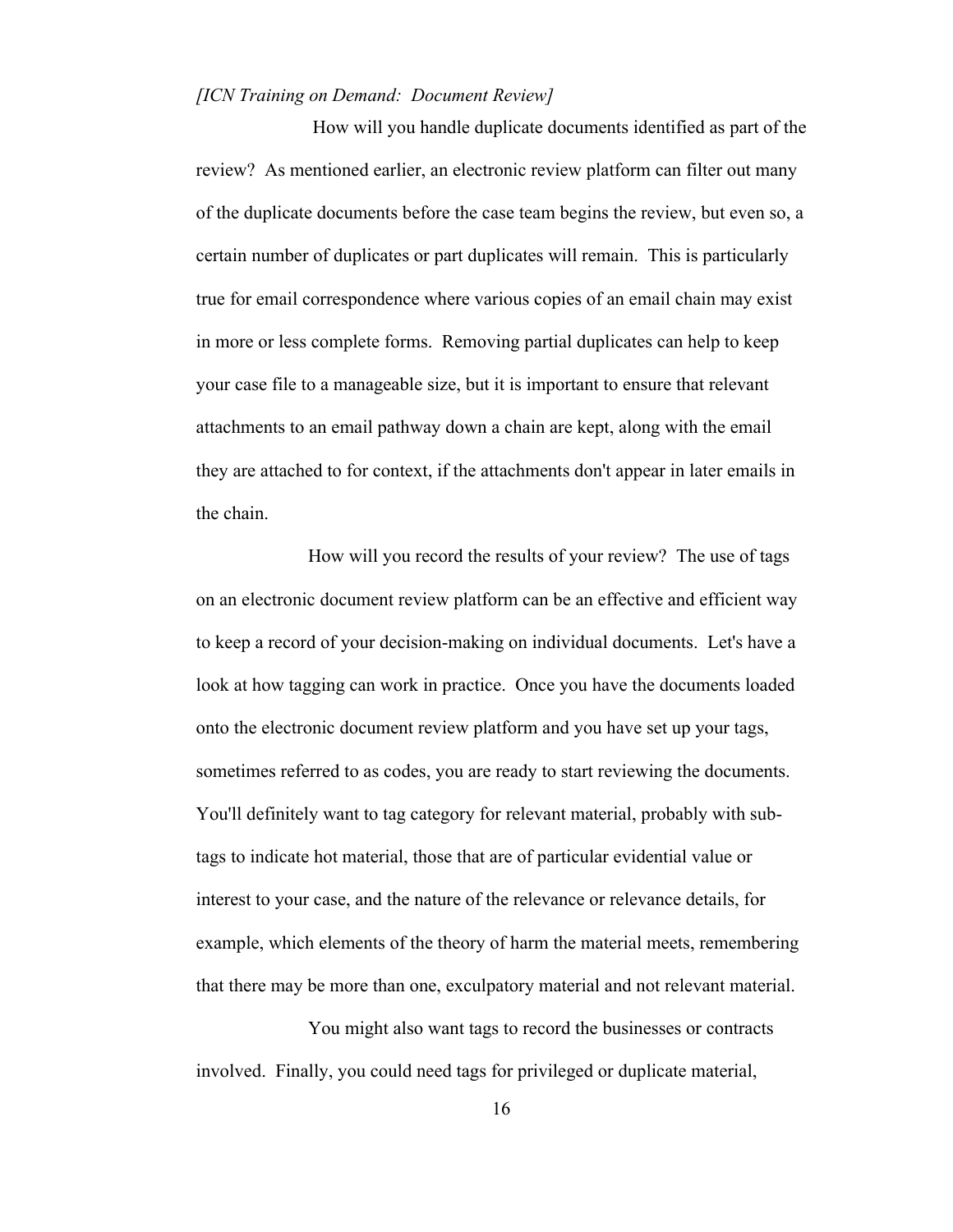*[ICN Training on Demand: Document Review]*

How will you handle duplicate documents identified as part of the review? As mentioned earlier, an electronic review platform can filter out many of the duplicate documents before the case team begins the review, but even so, a certain number of duplicates or part duplicates will remain. This is particularly true for email correspondence where various copies of an email chain may exist in more or less complete forms. Removing partial duplicates can help to keep your case file to a manageable size, but it is important to ensure that relevant attachments to an email pathway down a chain are kept, along with the email they are attached to for context, if the attachments don't appear in later emails in the chain.

How will you record the results of your review? The use of tags on an electronic document review platform can be an effective and efficient way to keep a record of your decision-making on individual documents. Let's have a look at how tagging can work in practice. Once you have the documents loaded onto the electronic document review platform and you have set up your tags, sometimes referred to as codes, you are ready to start reviewing the documents. You'll definitely want to tag category for relevant material, probably with sub-tags to indicate hot material, those that are of particular evidential value or interest to your case, and the nature of the relevance or relevance details, for example, which elements of the theory of harm the material meets, remembering that there may be more than one, exculpatory material and not relevant material.

You might also want tags to record the businesses or contracts involved. Finally, you could need tags for privileged or duplicate material,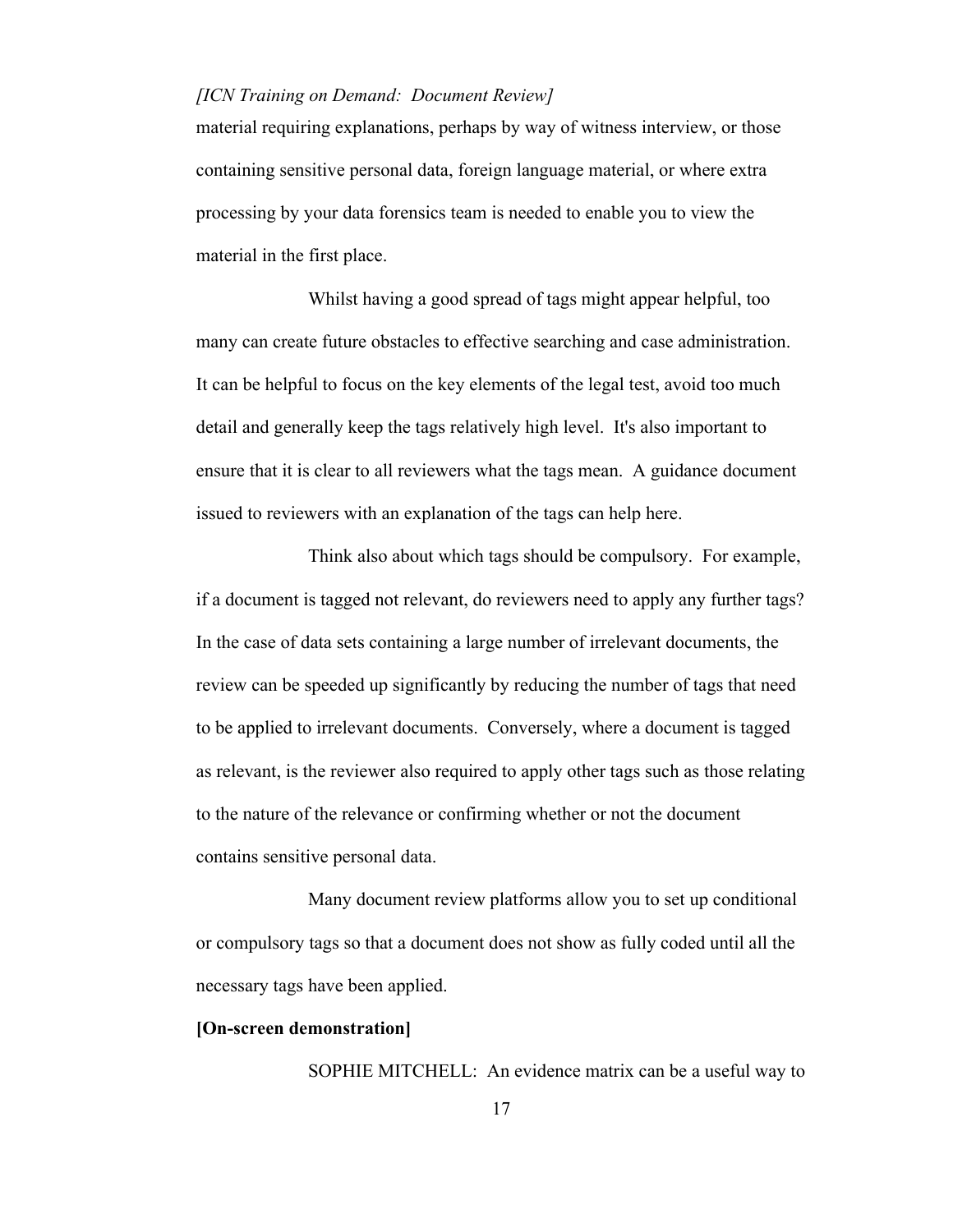material requiring explanations, perhaps by way of witness interview, or those containing sensitive personal data, foreign language material, or where extra processing by your data forensics team is needed to enable you to view the material in the first place.

Whilst having a good spread of tags might appear helpful, too many can create future obstacles to effective searching and case administration. It can be helpful to focus on the key elements of the legal test, avoid too much detail and generally keep the tags relatively high level. It's also important to ensure that it is clear to all reviewers what the tags mean. A guidance document issued to reviewers with an explanation of the tags can help here.

Think also about which tags should be compulsory. For example, if a document is tagged not relevant, do reviewers need to apply any further tags? In the case of data sets containing a large number of irrelevant documents, the review can be speeded up significantly by reducing the number of tags that need to be applied to irrelevant documents. Conversely, where a document is tagged as relevant, is the reviewer also required to apply other tags such as those relating to the nature of the relevance or confirming whether or not the document contains sensitive personal data.

Many document review platforms allow you to set up conditional or compulsory tags so that a document does not show as fully coded until all the necessary tags have been applied.

**[On-screen demonstration]**

SOPHIE MITCHELL: An evidence matrix can be a useful way to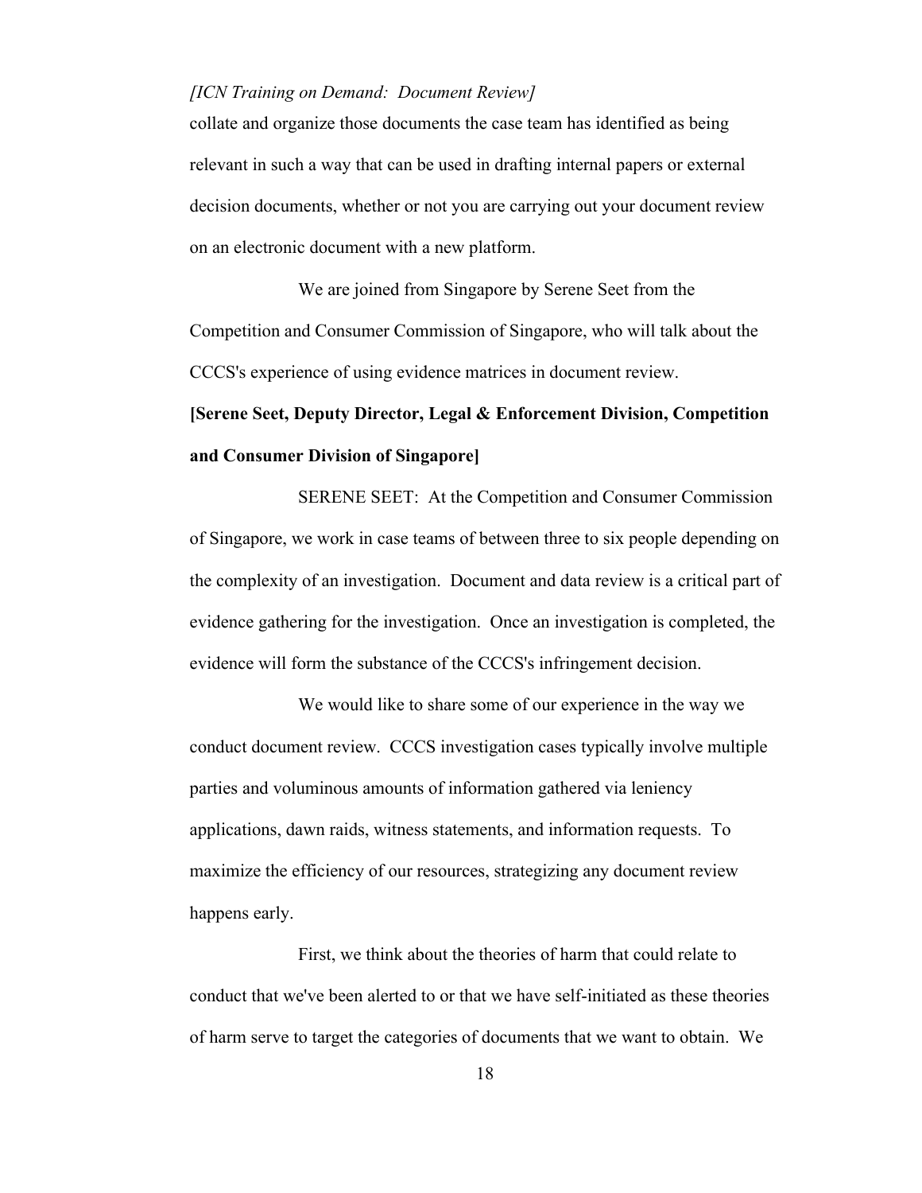collate and organize those documents the case team has identified as being relevant in such a way that can be used in drafting internal papers or external decision documents, whether or not you are carrying out your document review on an electronic document with a new platform.

We are joined from Singapore by Serene Seet from the Competition and Consumer Commission of Singapore, who will talk about the CCCS's experience of using evidence matrices in document review.

**[Serene Seet, Deputy Director, Legal & Enforcement Division, Competition and Consumer Division of Singapore]**

SERENE SEET: At the Competition and Consumer Commission of Singapore, we work in case teams of between three to six people depending on the complexity of an investigation. Document and data review is a critical part of evidence gathering for the investigation. Once an investigation is completed, the evidence will form the substance of the CCCS's infringement decision.

We would like to share some of our experience in the way we conduct document review. CCCS investigation cases typically involve multiple parties and voluminous amounts of information gathered via leniency applications, dawn raids, witness statements, and information requests. To maximize the efficiency of our resources, strategizing any document review happens early.

First, we think about the theories of harm that could relate to conduct that we've been alerted to or that we have self-initiated as these theories of harm serve to target the categories of documents that we want to obtain. We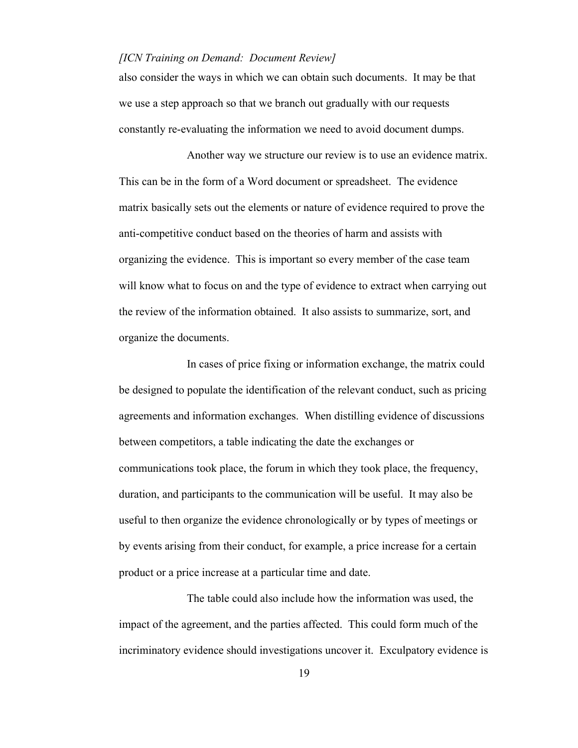also consider the ways in which we can obtain such documents. It may be that we use a step approach so that we branch out gradually with our requests constantly re-evaluating the information we need to avoid document dumps.

Another way we structure our review is to use an evidence matrix. This can be in the form of a Word document or spreadsheet. The evidence matrix basically sets out the elements or nature of evidence required to prove the anti-competitive conduct based on the theories of harm and assists with organizing the evidence. This is important so every member of the case team will know what to focus on and the type of evidence to extract when carrying out the review of the information obtained. It also assists to summarize, sort, and organize the documents.

In cases of price fixing or information exchange, the matrix could be designed to populate the identification of the relevant conduct, such as pricing agreements and information exchanges. When distilling evidence of discussions between competitors, a table indicating the date the exchanges or communications took place, the forum in which they took place, the frequency, duration, and participants to the communication will be useful. It may also be useful to then organize the evidence chronologically or by types of meetings or by events arising from their conduct, for example, a price increase for a certain product or a price increase at a particular time and date.

The table could also include how the information was used, the impact of the agreement, and the parties affected. This could form much of the incriminatory evidence should investigations uncover it. Exculpatory evidence is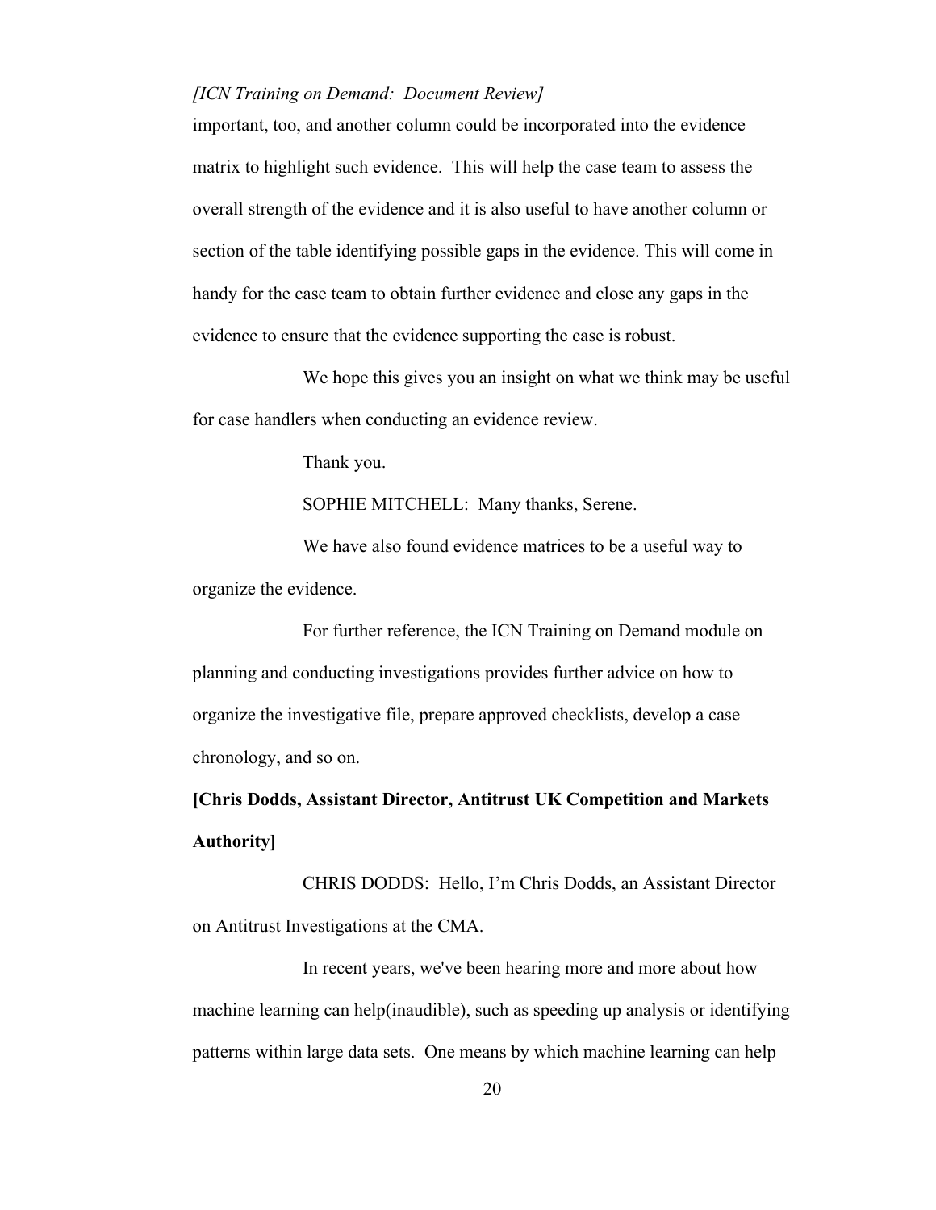important, too, and another column could be incorporated into the evidence matrix to highlight such evidence. This will help the case team to assess the overall strength of the evidence and it is also useful to have another column or section of the table identifying possible gaps in the evidence. This will come in handy for the case team to obtain further evidence and close any gaps in the evidence to ensure that the evidence supporting the case is robust.

We hope this gives you an insight on what we think may be useful for case handlers when conducting an evidence review.

Thank you.

SOPHIE MITCHELL: Many thanks, Serene.

We have also found evidence matrices to be a useful way to organize the evidence.

For further reference, the ICN Training on Demand module on planning and conducting investigations provides further advice on how to organize the investigative file, prepare approved checklists, develop a case chronology, and so on.

**[Chris Dodds, Assistant Director, Antitrust UK Competition and Markets Authority]**

CHRIS DODDS: Hello, I'm Chris Dodds, an Assistant Director on Antitrust Investigations at the CMA.

In recent years, we've been hearing more and more about how machine learning can help(inaudible), such as speeding up analysis or identifying patterns within large data sets. One means by which machine learning can help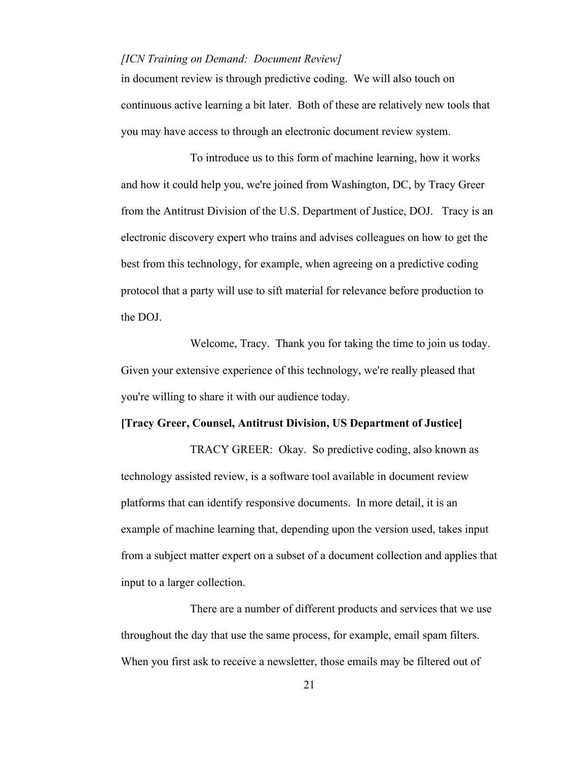in document review is through predictive coding. We will also touch on continuous active learning a bit later. Both of these are relatively new tools that you may have access to through an electronic document review system.

To introduce us to this form of machine learning, how it works and how it could help you, we're joined from Washington, DC, by Tracy Greer from the Antitrust Division of the U.S. Department of Justice, DOJ. Tracy is an electronic discovery expert who trains and advises colleagues on how to get the best from this technology, for example, when agreeing on a predictive coding protocol that a party will use to sift material for relevance before production to the DOJ.

Welcome, Tracy. Thank you for taking the time to join us today. Given your extensive experience of this technology, we're really pleased that you're willing to share it with our audience today.

**[Tracy Greer, Counsel, Antitrust Division, US Department of Justice]**

TRACY GREER: Okay. So predictive coding, also known as technology assisted review, is a software tool available in document review platforms that can identify responsive documents. In more detail, it is an example of machine learning that, depending upon the version used, takes input from a subject matter expert on a subset of a document collection and applies that input to a larger collection.

There are a number of different products and services that we use throughout the day that use the same process, for example, email spam filters. When you first ask to receive a newsletter, those emails may be filtered out of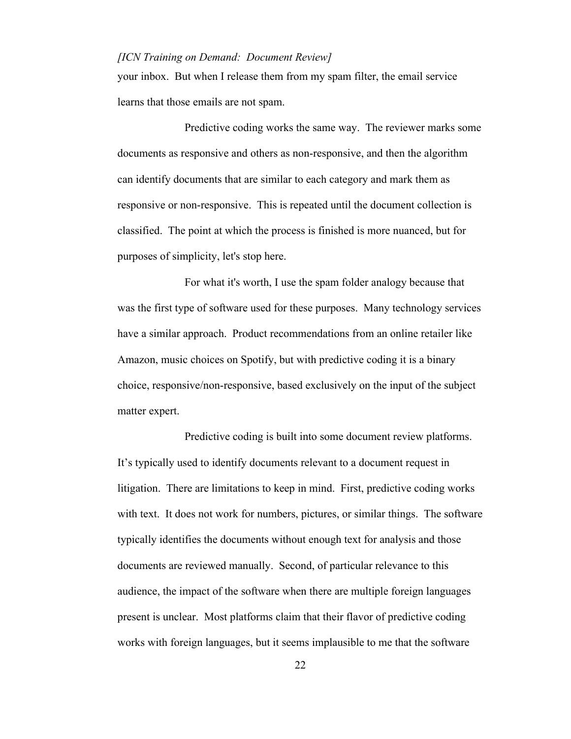your inbox. But when I release them from my spam filter, the email service learns that those emails are not spam.

Predictive coding works the same way. The reviewer marks some documents as responsive and others as non-responsive, and then the algorithm can identify documents that are similar to each category and mark them as responsive or non-responsive. This is repeated until the document collection is classified. The point at which the process is finished is more nuanced, but for purposes of simplicity, let's stop here.

For what it's worth, I use the spam folder analogy because that was the first type of software used for these purposes. Many technology services have a similar approach. Product recommendations from an online retailer like Amazon, music choices on Spotify, but with predictive coding it is a binary choice, responsive/non-responsive, based exclusively on the input of the subject matter expert.

Predictive coding is built into some document review platforms. It's typically used to identify documents relevant to a document request in litigation. There are limitations to keep in mind. First, predictive coding works with text. It does not work for numbers, pictures, or similar things. The software typically identifies the documents without enough text for analysis and those documents are reviewed manually. Second, of particular relevance to this audience, the impact of the software when there are multiple foreign languages present is unclear. Most platforms claim that their flavor of predictive coding works with foreign languages, but it seems implausible to me that the software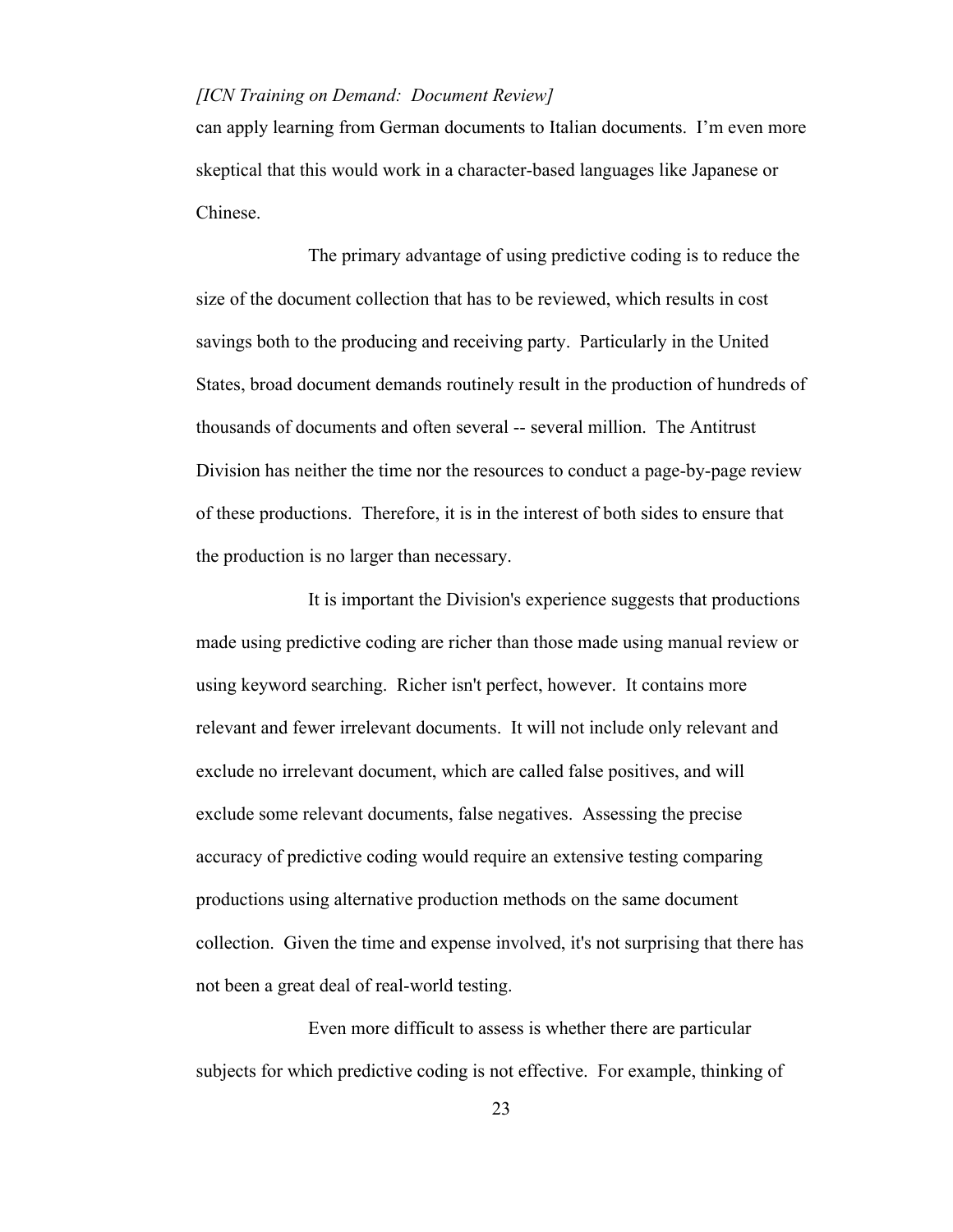can apply learning from German documents to Italian documents. I'm even more skeptical that this would work in a character-based languages like Japanese or Chinese.

The primary advantage of using predictive coding is to reduce the size of the document collection that has to be reviewed, which results in cost savings both to the producing and receiving party. Particularly in the United States, broad document demands routinely result in the production of hundreds of thousands of documents and often several -- several million. The Antitrust Division has neither the time nor the resources to conduct a page-by-page review of these productions. Therefore, it is in the interest of both sides to ensure that the production is no larger than necessary.

It is important the Division's experience suggests that productions made using predictive coding are richer than those made using manual review or using keyword searching. Richer isn't perfect, however. It contains more relevant and fewer irrelevant documents. It will not include only relevant and exclude no irrelevant document, which are called false positives, and will exclude some relevant documents, false negatives. Assessing the precise accuracy of predictive coding would require an extensive testing comparing productions using alternative production methods on the same document collection. Given the time and expense involved, it's not surprising that there has not been a great deal of real-world testing.

Even more difficult to assess is whether there are particular subjects for which predictive coding is not effective. For example, thinking of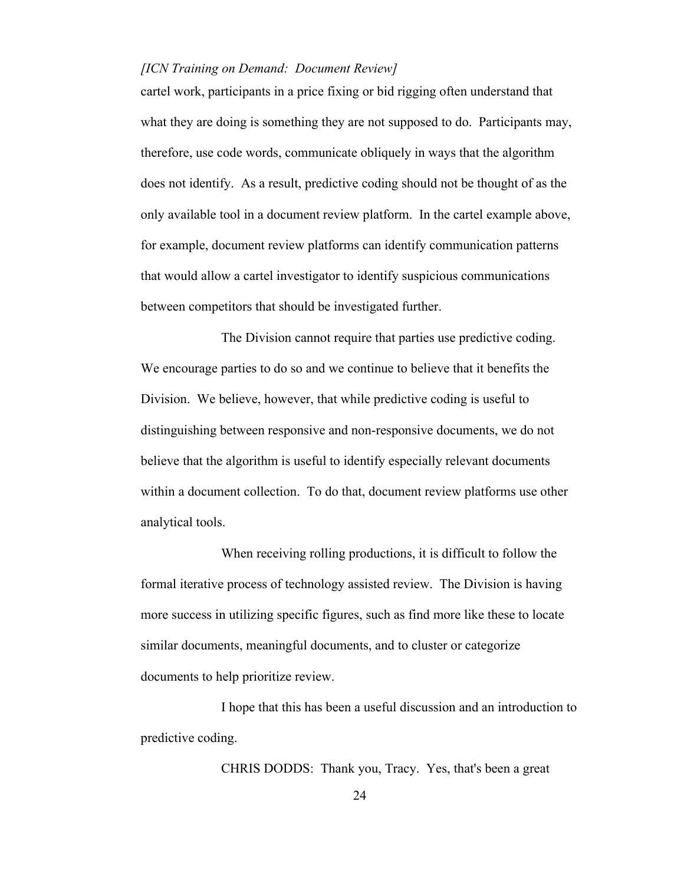cartel work, participants in a price fixing or bid rigging often understand that what they are doing is something they are not supposed to do. Participants may, therefore, use code words, communicate obliquely in ways that the algorithm does not identify. As a result, predictive coding should not be thought of as the only available tool in a document review platform. In the cartel example above, for example, document review platforms can identify communication patterns that would allow a cartel investigator to identify suspicious communications between competitors that should be investigated further.

The Division cannot require that parties use predictive coding. We encourage parties to do so and we continue to believe that it benefits the Division. We believe, however, that while predictive coding is useful to distinguishing between responsive and non-responsive documents, we do not believe that the algorithm is useful to identify especially relevant documents within a document collection. To do that, document review platforms use other analytical tools.

When receiving rolling productions, it is difficult to follow the formal iterative process of technology assisted review. The Division is having more success in utilizing specific figures, such as find more like these to locate similar documents, meaningful documents, and to cluster or categorize documents to help prioritize review.

I hope that this has been a useful discussion and an introduction to predictive coding.

CHRIS DODDS: Thank you, Tracy. Yes, that's been a great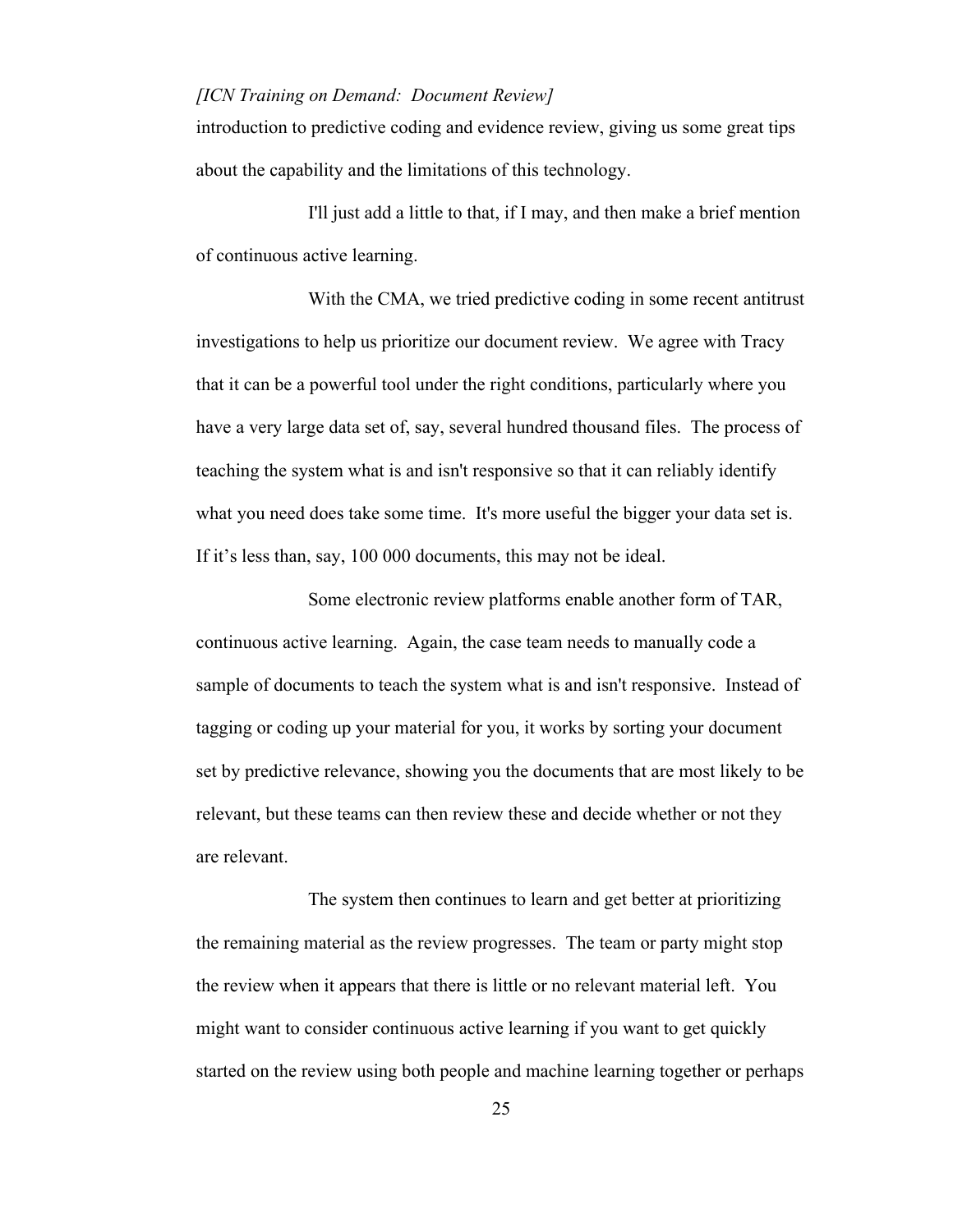introduction to predictive coding and evidence review, giving us some great tips about the capability and the limitations of this technology.

I'll just add a little to that, if I may, and then make a brief mention of continuous active learning.

With the CMA, we tried predictive coding in some recent antitrust investigations to help us prioritize our document review. We agree with Tracy that it can be a powerful tool under the right conditions, particularly where you have a very large data set of, say, several hundred thousand files. The process of teaching the system what is and isn't responsive so that it can reliably identify what you need does take some time. It's more useful the bigger your data set is. If it's less than, say, 100 000 documents, this may not be ideal.

Some electronic review platforms enable another form of TAR, continuous active learning. Again, the case team needs to manually code a sample of documents to teach the system what is and isn't responsive. Instead of tagging or coding up your material for you, it works by sorting your document set by predictive relevance, showing you the documents that are most likely to be relevant, but these teams can then review these and decide whether or not they are relevant.

The system then continues to learn and get better at prioritizing the remaining material as the review progresses. The team or party might stop the review when it appears that there is little or no relevant material left. You might want to consider continuous active learning if you want to get quickly started on the review using both people and machine learning together or perhaps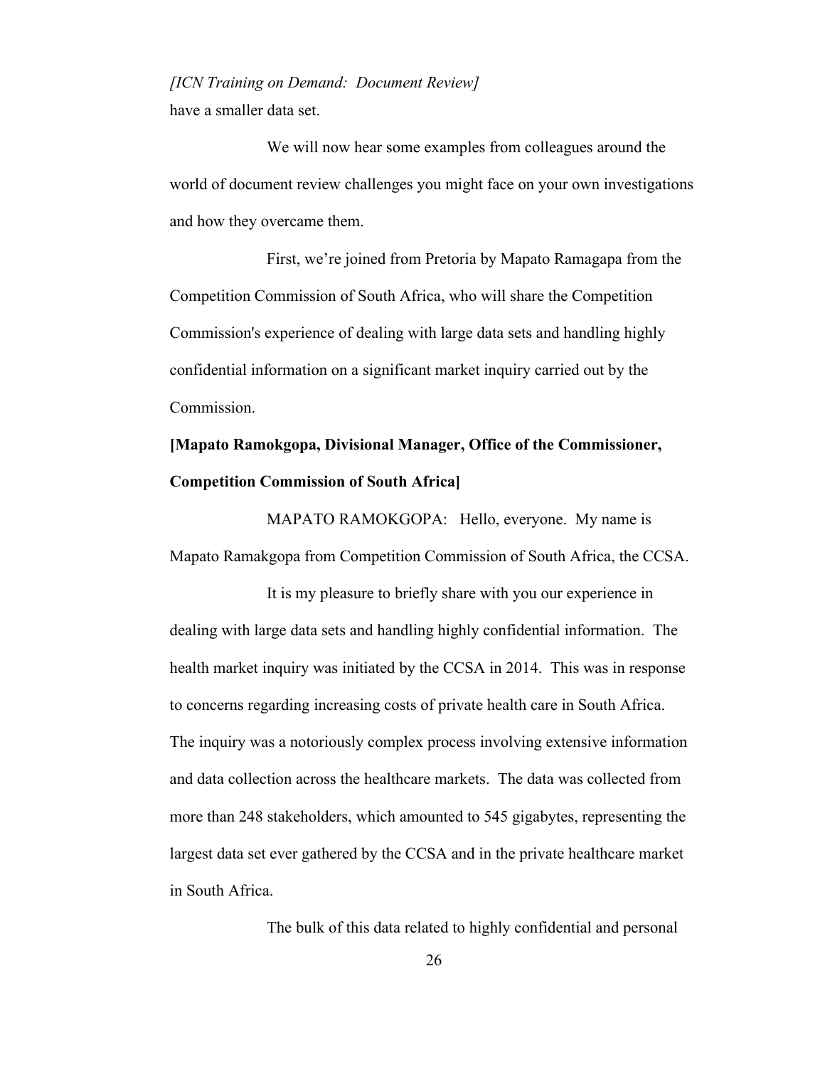have a smaller data set.

We will now hear some examples from colleagues around the world of document review challenges you might face on your own investigations and how they overcame them.

First, we're joined from Pretoria by Mapato Ramagapa from the Competition Commission of South Africa, who will share the Competition Commission's experience of dealing with large data sets and handling highly confidential information on a significant market inquiry carried out by the Commission.

**[Mapato Ramokgopa, Divisional Manager, Office of the Commissioner, Competition Commission of South Africa]**

MAPATO RAMOKGOPA: Hello, everyone. My name is Mapato Ramakgopa from Competition Commission of South Africa, the CCSA.

It is my pleasure to briefly share with you our experience in dealing with large data sets and handling highly confidential information. The health market inquiry was initiated by the CCSA in 2014. This was in response to concerns regarding increasing costs of private health care in South Africa. The inquiry was a notoriously complex process involving extensive information and data collection across the healthcare markets. The data was collected from more than 248 stakeholders, which amounted to 545 gigabytes, representing the largest data set ever gathered by the CCSA and in the private healthcare market in South Africa.

The bulk of this data related to highly confidential and personal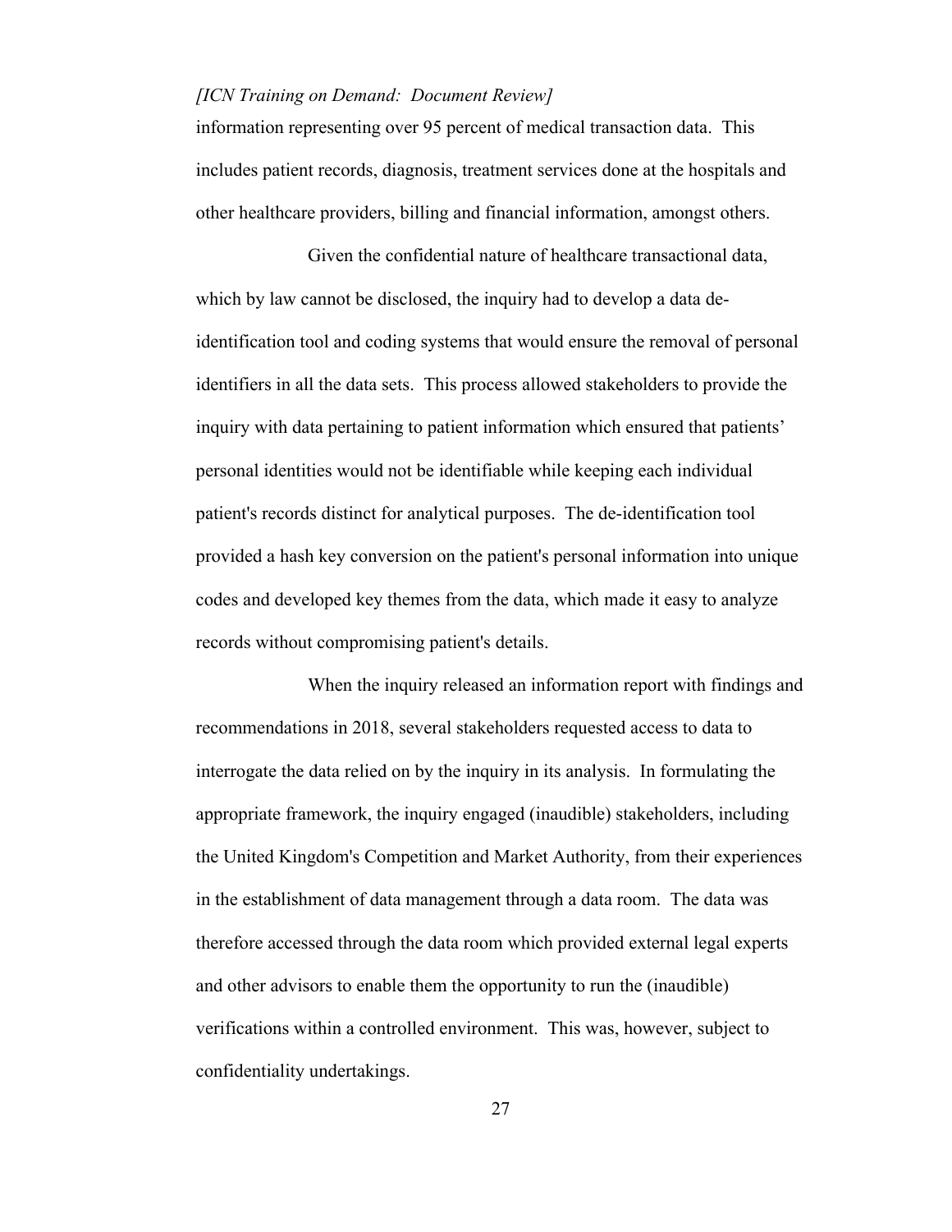information representing over 95 percent of medical transaction data. This includes patient records, diagnosis, treatment services done at the hospitals and other healthcare providers, billing and financial information, amongst others.

Given the confidential nature of healthcare transactional data, which by law cannot be disclosed, the inquiry had to develop a data de-identification tool and coding systems that would ensure the removal of personal identifiers in all the data sets. This process allowed stakeholders to provide the inquiry with data pertaining to patient information which ensured that patients' personal identities would not be identifiable while keeping each individual patient's records distinct for analytical purposes. The de-identification tool provided a hash key conversion on the patient's personal information into unique codes and developed key themes from the data, which made it easy to analyze records without compromising patient's details.

When the inquiry released an information report with findings and recommendations in 2018, several stakeholders requested access to data to interrogate the data relied on by the inquiry in its analysis. In formulating the appropriate framework, the inquiry engaged (inaudible) stakeholders, including the United Kingdom's Competition and Market Authority, from their experiences in the establishment of data management through a data room. The data was therefore accessed through the data room which provided external legal experts and other advisors to enable them the opportunity to run the (inaudible) verifications within a controlled environment. This was, however, subject to confidentiality undertakings.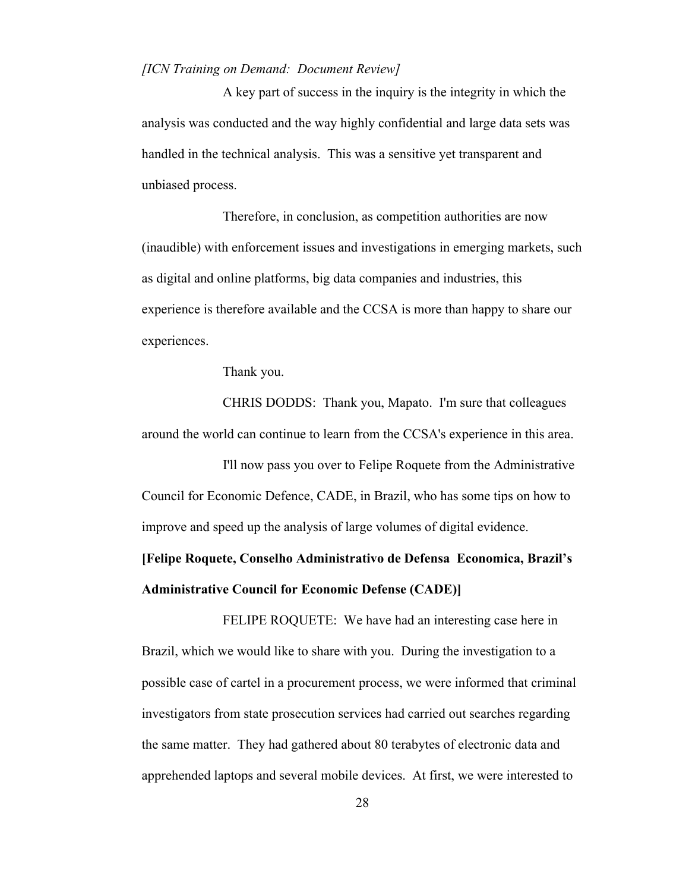A key part of success in the inquiry is the integrity in which the analysis was conducted and the way highly confidential and large data sets was handled in the technical analysis. This was a sensitive yet transparent and unbiased process.

Therefore, in conclusion, as competition authorities are now (inaudible) with enforcement issues and investigations in emerging markets, such as digital and online platforms, big data companies and industries, this experience is therefore available and the CCSA is more than happy to share our experiences.

Thank you.

CHRIS DODDS: Thank you, Mapato. I'm sure that colleagues around the world can continue to learn from the CCSA's experience in this area.

I'll now pass you over to Felipe Roquete from the Administrative Council for Economic Defence, CADE, in Brazil, who has some tips on how to improve and speed up the analysis of large volumes of digital evidence.

**[Felipe Roquete, Conselho Administrativo de Defensa Economica, Brazil's Administrative Council for Economic Defense (CADE)]**

FELIPE ROQUETE: We have had an interesting case here in Brazil, which we would like to share with you. During the investigation to a possible case of cartel in a procurement process, we were informed that criminal investigators from state prosecution services had carried out searches regarding the same matter. They had gathered about 80 terabytes of electronic data and apprehended laptops and several mobile devices. At first, we were interested to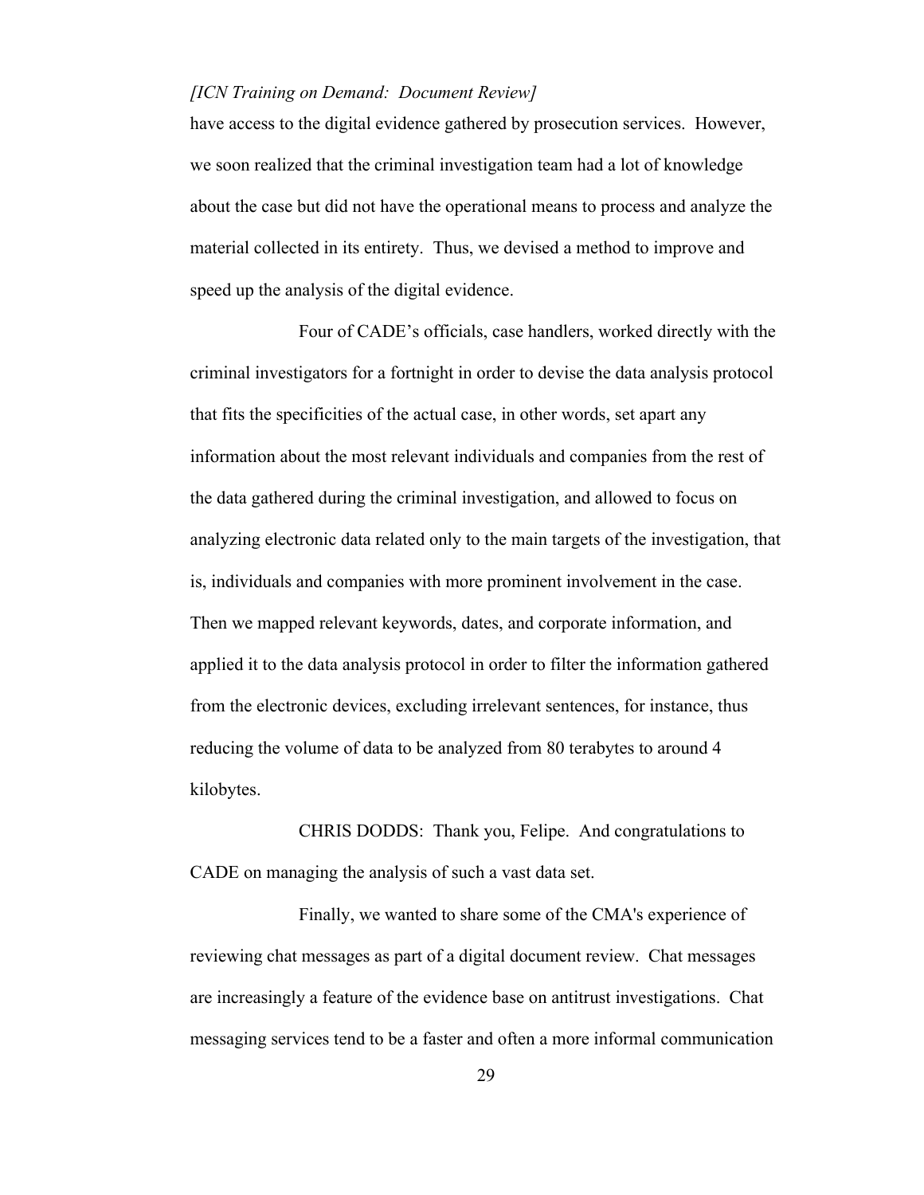have access to the digital evidence gathered by prosecution services. However, we soon realized that the criminal investigation team had a lot of knowledge about the case but did not have the operational means to process and analyze the material collected in its entirety. Thus, we devised a method to improve and speed up the analysis of the digital evidence.

Four of CADE's officials, case handlers, worked directly with the criminal investigators for a fortnight in order to devise the data analysis protocol that fits the specificities of the actual case, in other words, set apart any information about the most relevant individuals and companies from the rest of the data gathered during the criminal investigation, and allowed to focus on analyzing electronic data related only to the main targets of the investigation, that is, individuals and companies with more prominent involvement in the case. Then we mapped relevant keywords, dates, and corporate information, and applied it to the data analysis protocol in order to filter the information gathered from the electronic devices, excluding irrelevant sentences, for instance, thus reducing the volume of data to be analyzed from 80 terabytes to around 4 kilobytes.

CHRIS DODDS: Thank you, Felipe. And congratulations to CADE on managing the analysis of such a vast data set.

Finally, we wanted to share some of the CMA's experience of reviewing chat messages as part of a digital document review. Chat messages are increasingly a feature of the evidence base on antitrust investigations. Chat messaging services tend to be a faster and often a more informal communication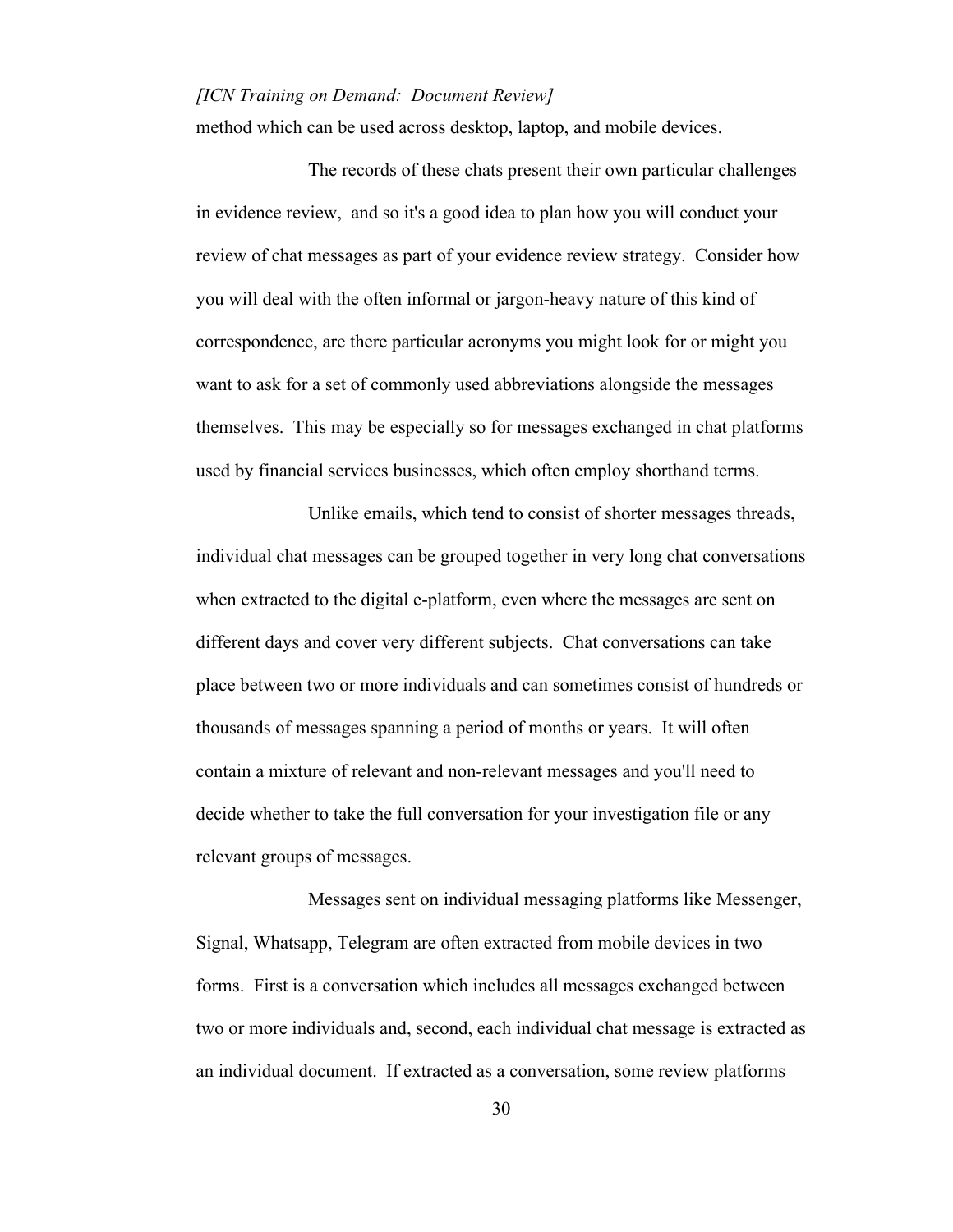method which can be used across desktop, laptop, and mobile devices.

The records of these chats present their own particular challenges in evidence review, and so it's a good idea to plan how you will conduct your review of chat messages as part of your evidence review strategy. Consider how you will deal with the often informal or jargon-heavy nature of this kind of correspondence, are there particular acronyms you might look for or might you want to ask for a set of commonly used abbreviations alongside the messages themselves. This may be especially so for messages exchanged in chat platforms used by financial services businesses, which often employ shorthand terms.

Unlike emails, which tend to consist of shorter messages threads, individual chat messages can be grouped together in very long chat conversations when extracted to the digital e-platform, even where the messages are sent on different days and cover very different subjects. Chat conversations can take place between two or more individuals and can sometimes consist of hundreds or thousands of messages spanning a period of months or years. It will often contain a mixture of relevant and non-relevant messages and you'll need to decide whether to take the full conversation for your investigation file or any relevant groups of messages.

Messages sent on individual messaging platforms like Messenger, Signal, Whatsapp, Telegram are often extracted from mobile devices in two forms. First is a conversation which includes all messages exchanged between two or more individuals and, second, each individual chat message is extracted as an individual document. If extracted as a conversation, some review platforms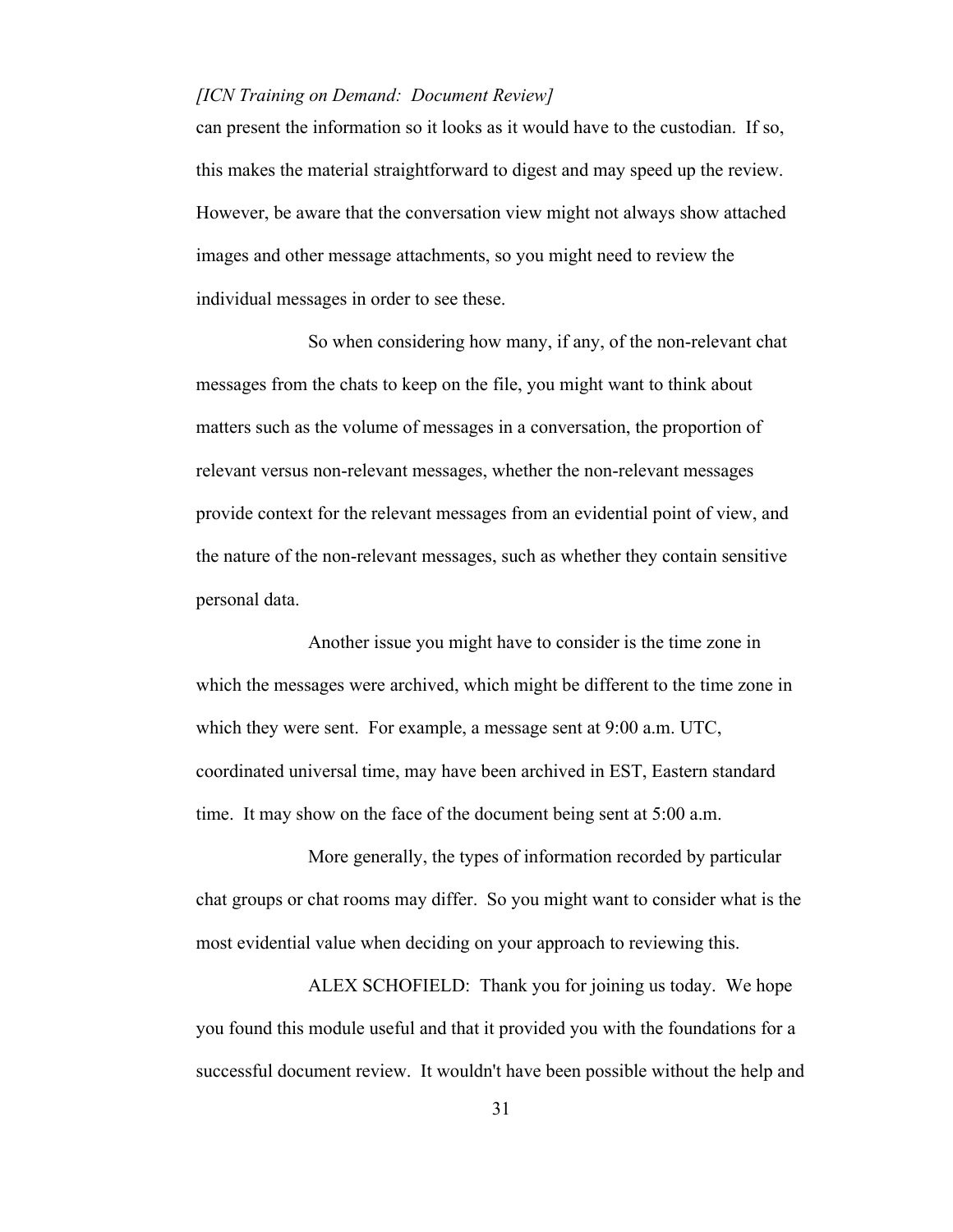can present the information so it looks as it would have to the custodian. If so, this makes the material straightforward to digest and may speed up the review. However, be aware that the conversation view might not always show attached images and other message attachments, so you might need to review the individual messages in order to see these.

So when considering how many, if any, of the non-relevant chat messages from the chats to keep on the file, you might want to think about matters such as the volume of messages in a conversation, the proportion of relevant versus non-relevant messages, whether the non-relevant messages provide context for the relevant messages from an evidential point of view, and the nature of the non-relevant messages, such as whether they contain sensitive personal data.

Another issue you might have to consider is the time zone in which the messages were archived, which might be different to the time zone in which they were sent. For example, a message sent at 9:00 a.m. UTC, coordinated universal time, may have been archived in EST, Eastern standard time. It may show on the face of the document being sent at 5:00 a.m.

More generally, the types of information recorded by particular chat groups or chat rooms may differ. So you might want to consider what is the most evidential value when deciding on your approach to reviewing this.

ALEX SCHOFIELD: Thank you for joining us today. We hope you found this module useful and that it provided you with the foundations for a successful document review. It wouldn't have been possible without the help and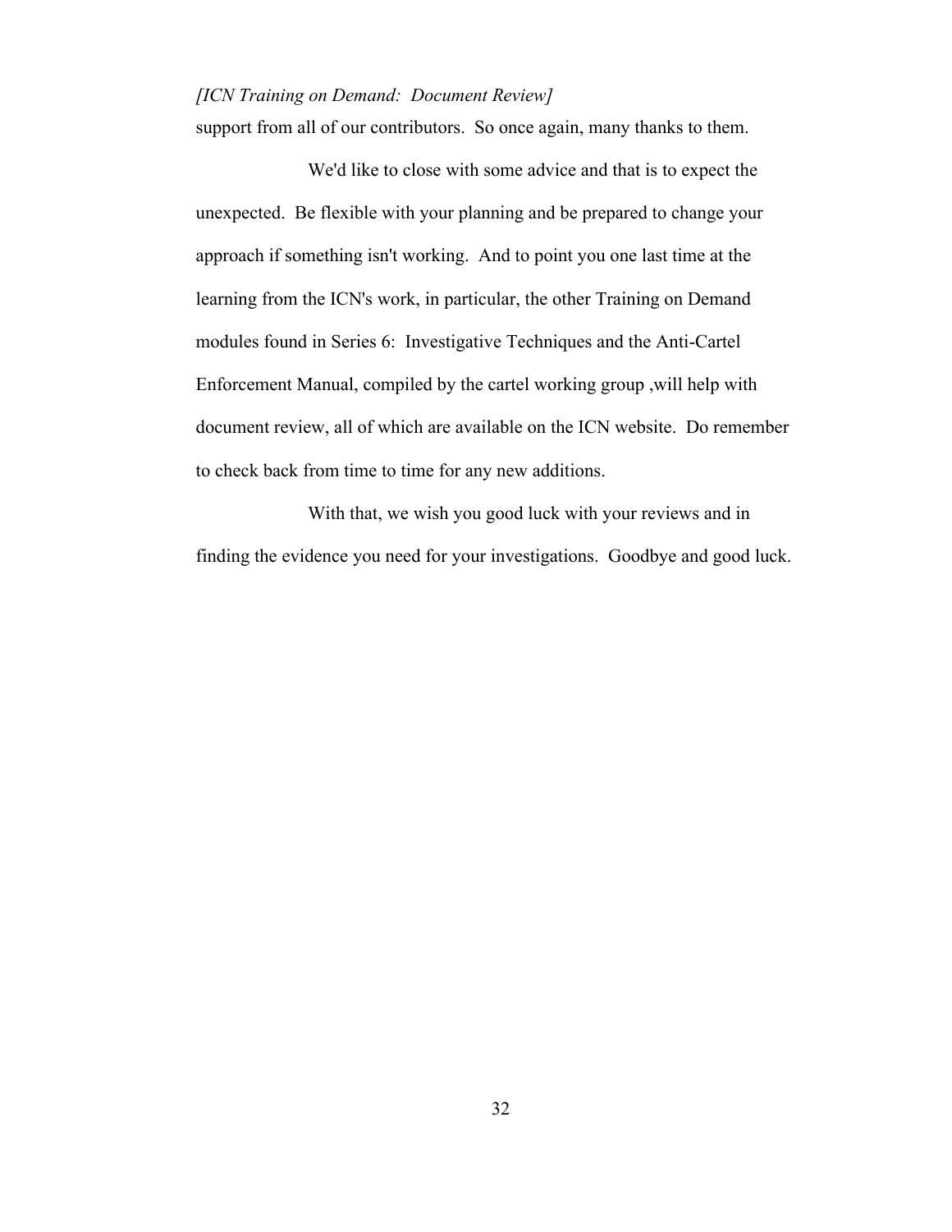support from all of our contributors.  So once again, many thanks to them.

We'd like to close with some advice and that is to expect the unexpected.  Be flexible with your planning and be prepared to change your approach if something isn't working.  And to point you one last time at the learning from the ICN's work, in particular, the other Training on Demand modules found in Series 6:  Investigative Techniques and the Anti-Cartel Enforcement Manual, compiled by the cartel working group ,will help with document review, all of which are available on the ICN website.  Do remember to check back from time to time for any new additions.

With that, we wish you good luck with your reviews and in finding the evidence you need for your investigations.  Goodbye and good luck.